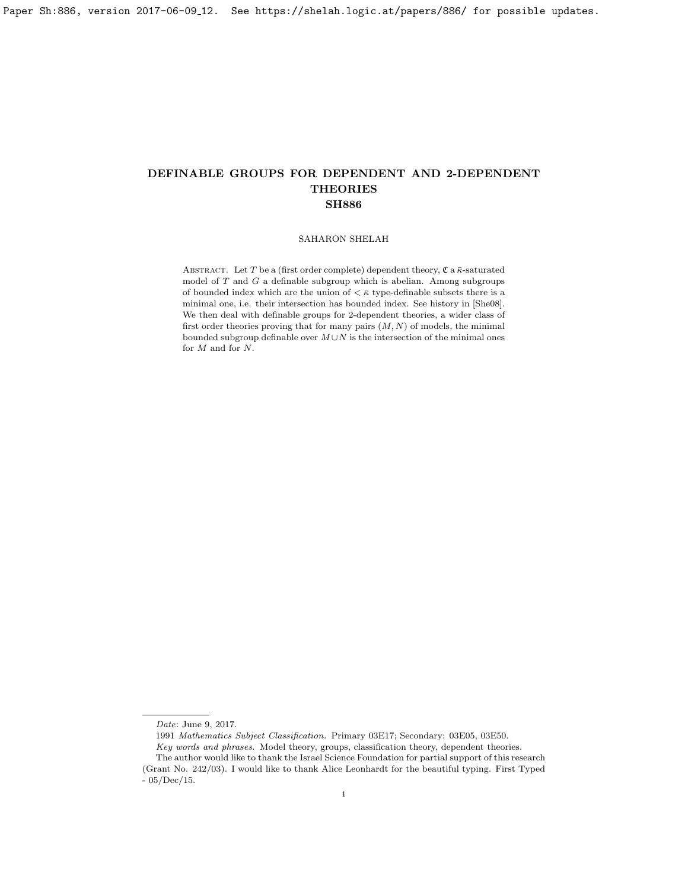# DEFINABLE GROUPS FOR DEPENDENT AND 2-DEPENDENT THEORIES

## SH886

SAHARON SHELAH

Abstract. Let $T$ be a (first order complete) dependent theory, $\mathfrak{C}$ a $\bar{\kappa}$-saturated model of $T$ and $G$ a definable subgroup which is abelian. Among subgroups of bounded index which are the union of $< \bar{\kappa}$ type-definable subsets there is a minimal one, i.e. their intersection has bounded index. See history in [She08]. We then deal with definable groups for 2-dependent theories, a wider class of first order theories proving that for many pairs $(M, N)$ of models, the minimal bounded subgroup definable over $M \cup N$ is the intersection of the minimal ones for $M$ and for $N$.

---

*Date*: June 9, 2017.

1991 *Mathematics Subject Classification.* Primary 03E17; Secondary: 03E05, 03E50.

*Key words and phrases.* Model theory, groups, classification theory, dependent theories.

The author would like to thank the Israel Science Foundation for partial support of this research (Grant No. 242/03). I would like to thank Alice Leonhardt for the beautiful typing. First Typed - 05/Dec/15.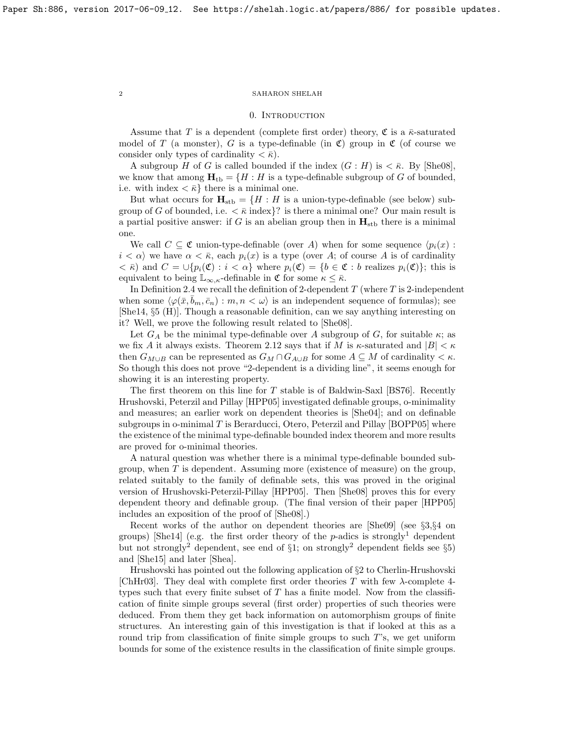# 0. Introduction

Assume that $T$ is a dependent (complete first order) theory, $\mathfrak{C}$ is a $\bar{\kappa}$-saturated model of $T$ (a monster), $G$ is a type-definable (in $\mathfrak{C}$) group in $\mathfrak{C}$ (of course we consider only types of cardinality $< \bar{\kappa}$).

A subgroup $H$ of $G$ is called bounded if the index $(G : H)$ is $< \bar{\kappa}$. By [She08], we know that among $\mathbf{H}_{\rm tb} = \{H : H$ is a type-definable subgroup of $G$ of bounded, i.e. with index $< \bar{\kappa}\}$ there is a minimal one.

But what occurs for $\mathbf{H}_{\rm stb} = \{H : H$ is a union-type-definable (see below) subgroup of $G$ of bounded, i.e. $< \bar{\kappa}$ index$\}$? is there a minimal one? Our main result is a partial positive answer: if $G$ is an abelian group then in $\mathbf{H}_{\rm stb}$ there is a minimal one.

We call $C \subseteq \mathfrak{C}$ union-type-definable (over $A$) when for some sequence $\langle p_i(x) : i < \alpha\rangle$ we have $\alpha < \bar{\kappa}$, each $p_i(x)$ is a type (over $A$; of course $A$ is of cardinality $< \bar{\kappa}$) and $C = \cup\{p_i(\mathfrak{C}) : i < \alpha\}$ where $p_i(\mathfrak{C}) = \{b \in \mathfrak{C} : b$ realizes $p_i(\mathfrak{C})\}$; this is equivalent to being $\mathbb{L}_{\infty,\kappa}$-definable in $\mathfrak{C}$ for some $\kappa \le \bar{\kappa}$.

In Definition 2.4 we recall the definition of 2-dependent $T$ (where $T$ is 2-independent when some $\langle \varphi(\bar{x}, \bar{b}_m, \bar{c}_n) : m, n < \omega\rangle$ is an independent sequence of formulas); see [She14, §5 (H)]. Though a reasonable definition, can we say anything interesting on it? Well, we prove the following result related to [She08].

Let $G_A$ be the minimal type-definable over $A$ subgroup of $G$, for suitable $\kappa$; as we fix $A$ it always exists. Theorem 2.12 says that if $M$ is $\kappa$-saturated and $|B| < \kappa$ then $G_{M\cup B}$ can be represented as $G_M \cap G_{A\cup B}$ for some $A \subseteq M$ of cardinality $< \kappa$. So though this does not prove "2-dependent is a dividing line", it seems enough for showing it is an interesting property.

The first theorem on this line for $T$ stable is of Baldwin-Saxl [BS76]. Recently Hrushovski, Peterzil and Pillay [HPP05] investigated definable groups, o-minimality and measures; an earlier work on dependent theories is [She04]; and on definable subgroups in o-minimal $T$ is Berarducci, Otero, Peterzil and Pillay [BOPP05] where the existence of the minimal type-definable bounded index theorem and more results are proved for o-minimal theories.

A natural question was whether there is a minimal type-definable bounded subgroup, when $T$ is dependent. Assuming more (existence of measure) on the group, related suitably to the family of definable sets, this was proved in the original version of Hrushovski-Peterzil-Pillay [HPP05]. Then [She08] proves this for every dependent theory and definable group. (The final version of their paper [HPP05] includes an exposition of the proof of [She08].)

Recent works of the author on dependent theories are [She09] (see §3,§4 on groups) [She14] (e.g. the first order theory of the $p$-adics is strongly[1] dependent but not strongly[2] dependent, see end of §1; on strongly[2] dependent fields see §5) and [She15] and later [Shea].

Hrushovski has pointed out the following application of §2 to Cherlin-Hrushovski [ChHr03]. They deal with complete first order theories $T$ with few $\lambda$-complete 4-types such that every finite subset of $T$ has a finite model. Now from the classification of finite simple groups several (first order) properties of such theories were deduced. From them they get back information on automorphism groups of finite structures. An interesting gain of this investigation is that if looked at this as a round trip from classification of finite simple groups to such $T$'s, we get uniform bounds for some of the existence results in the classification of finite simple groups.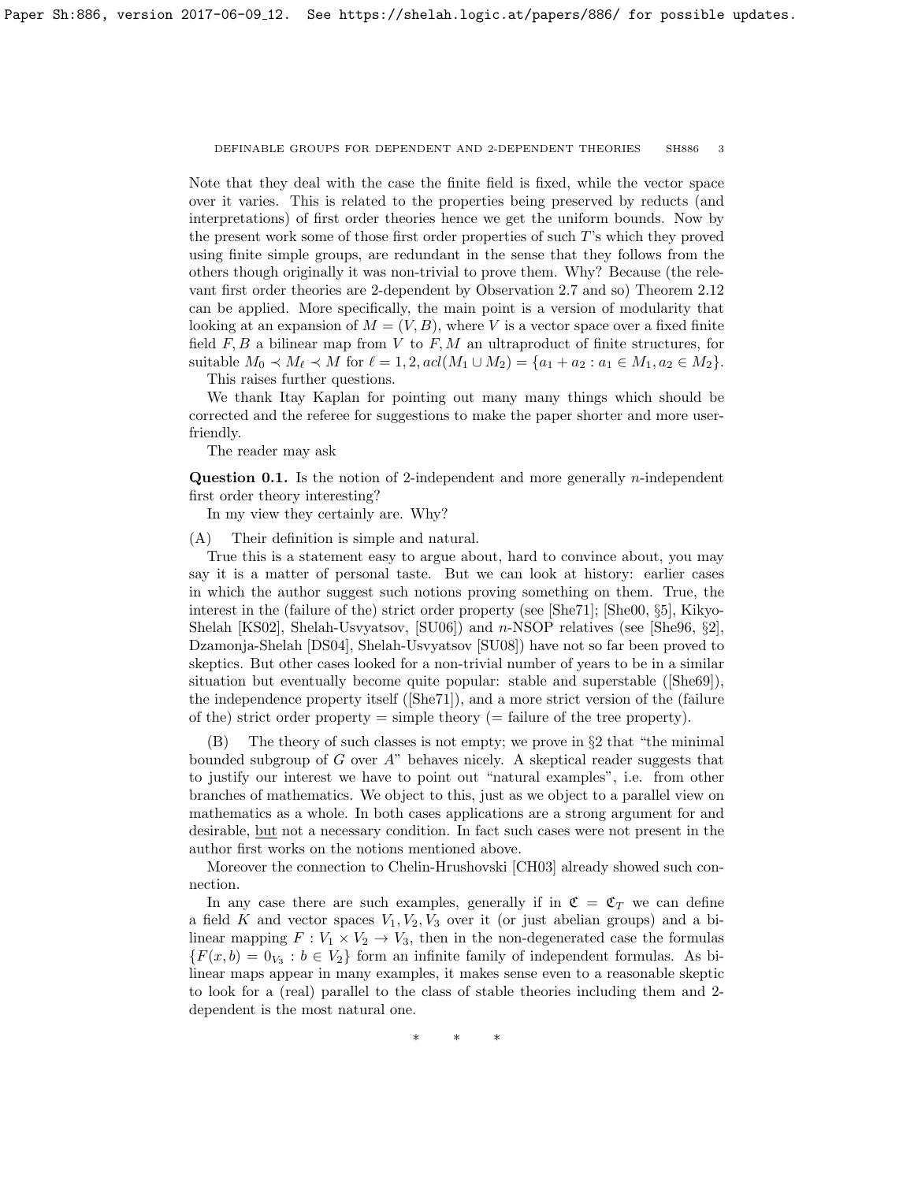Note that they deal with the case the finite field is fixed, while the vector space over it varies. This is related to the properties being preserved by reducts (and interpretations) of first order theories hence we get the uniform bounds. Now by the present work some of those first order properties of such $T$'s which they proved using finite simple groups, are redundant in the sense that they follows from the others though originally it was non-trivial to prove them. Why? Because (the relevant first order theories are 2-dependent by Observation 2.7 and so) Theorem 2.12 can be applied. More specifically, the main point is a version of modularity that looking at an expansion of $M = (V, B)$, where $V$ is a vector space over a fixed finite field $F, B$ a bilinear map from $V$ to $F, M$ an ultraproduct of finite structures, for suitable $M_0 \prec M_\ell \prec M$ for $\ell = 1, 2, acl(M_1 \cup M_2) = \{a_1 + a_2 : a_1 \in M_1, a_2 \in M_2\}$.

This raises further questions.

We thank Itay Kaplan for pointing out many many things which should be corrected and the referee for suggestions to make the paper shorter and more user-friendly.

The reader may ask

**Question 0.1.** Is the notion of 2-independent and more generally $n$-independent first order theory interesting?

In my view they certainly are. Why?

(A) Their definition is simple and natural.

True this is a statement easy to argue about, hard to convince about, you may say it is a matter of personal taste. But we can look at history: earlier cases in which the author suggest such notions proving something on them. True, the interest in the (failure of the) strict order property (see [She71]; [She00, §5], Kikyo-Shelah [KS02], Shelah-Usvyatsov, [SU06]) and $n$-NSOP relatives (see [She96, §2], Dzamonja-Shelah [DS04], Shelah-Usvyatsov [SU08]) have not so far been proved to skeptics. But other cases looked for a non-trivial number of years to be in a similar situation but eventually become quite popular: stable and superstable ([She69]), the independence property itself ([She71]), and a more strict version of the (failure of the) strict order property = simple theory (= failure of the tree property).

(B) The theory of such classes is not empty; we prove in §2 that "the minimal bounded subgroup of $G$ over $A$" behaves nicely. A skeptical reader suggests that to justify our interest we have to point out "natural examples", i.e. from other branches of mathematics. We object to this, just as we object to a parallel view on mathematics as a whole. In both cases applications are a strong argument for and desirable, <u>but</u> not a necessary condition. In fact such cases were not present in the author first works on the notions mentioned above.

Moreover the connection to Chelin-Hrushovski [CH03] already showed such connection.

In any case there are such examples, generally if in $\mathfrak{C} = \mathfrak{C}_T$ we can define a field $K$ and vector spaces $V_1, V_2, V_3$ over it (or just abelian groups) and a bilinear mapping $F : V_1 \times V_2 \to V_3$, then in the non-degenerated case the formulas $\{F(x, b) = 0_{V_3} : b \in V_2\}$ form an infinite family of independent formulas. As bilinear maps appear in many examples, it makes sense even to a reasonable skeptic to look for a (real) parallel to the class of stable theories including them and 2-dependent is the most natural one.

\* \* \*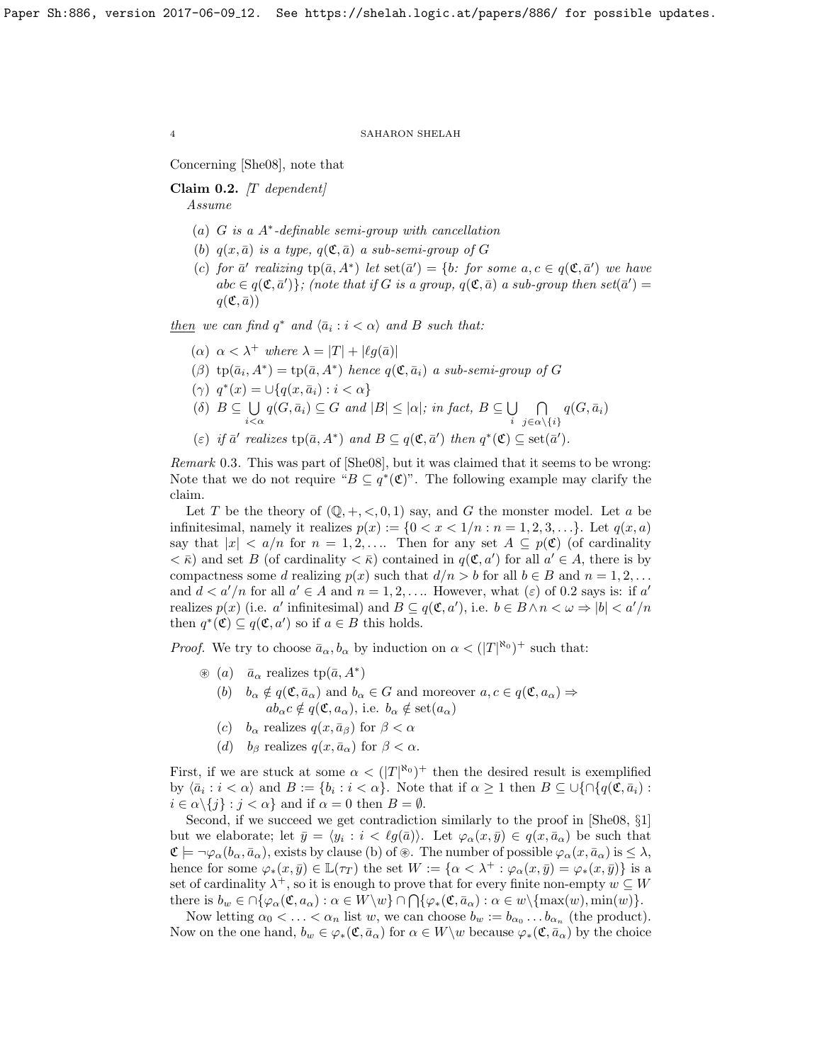Concerning [She08], note that

**Claim 0.2.** *[T dependent]*

*Assume*

- (a) *$G$ is a $A^*$-definable semi-group with cancellation*
- (b) *$q(x,\bar{a})$ is a type, $q(\mathfrak{C},\bar{a})$ a sub-semi-group of $G$*
- (c) *for $\bar{a}'$ realizing $\text{tp}(\bar{a},A^*)$ let $\text{set}(\bar{a}') = \{b$: for some $a,c \in q(\mathfrak{C},\bar{a}')$ we have $abc \in q(\mathfrak{C},\bar{a}')\}$; (note that if $G$ is a group, $q(\mathfrak{C},\bar{a})$ a sub-group then $set(\bar{a}') = q(\mathfrak{C},\bar{a})$)*

*then we can find $q^*$ and $\langle \bar{a}_i : i < \alpha \rangle$ and $B$ such that:*

- ($\alpha$) *$\alpha < \lambda^+$ where $\lambda = |T| + |\ell g(\bar{a})|$*
- ($\beta$) *$\text{tp}(\bar{a}_i,A^*) = \text{tp}(\bar{a},A^*)$ hence $q(\mathfrak{C},\bar{a}_i)$ a sub-semi-group of $G$*
- ($\gamma$) *$q^*(x) = \cup\{q(x,\bar{a}_i) : i < \alpha\}$*
- ($\delta$) *$B \subseteq \bigcup_{i<\alpha} q(G,\bar{a}_i) \subseteq G$ and $|B| \le |\alpha|$; in fact, $B \subseteq \bigcup_i \bigcap_{j\in\alpha\setminus\{i\}} q(G,\bar{a}_i)$*
- ($\varepsilon$) *if $\bar{a}'$ realizes $\text{tp}(\bar{a},A^*)$ and $B \subseteq q(\mathfrak{C},\bar{a}')$ then $q^*(\mathfrak{C}) \subseteq \text{set}(\bar{a}')$.*

*Remark* 0.3. This was part of [She08], but it was claimed that it seems to be wrong: Note that we do not require "$B \subseteq q^*(\mathfrak{C})$". The following example may clarify the claim.

Let $T$ be the theory of $(\mathbb{Q},+,<,0,1)$ say, and $G$ the monster model. Let $a$ be infinitesimal, namely it realizes $p(x) := \{0 < x < 1/n : n = 1,2,3,\ldots\}$. Let $q(x,a)$ say that $|x| < a/n$ for $n = 1,2,\ldots$. Then for any set $A \subseteq p(\mathfrak{C})$ (of cardinality $< \bar{\kappa}$) and set $B$ (of cardinality $< \bar{\kappa}$) contained in $q(\mathfrak{C},a')$ for all $a' \in A$, there is by compactness some $d$ realizing $p(x)$ such that $d/n > b$ for all $b \in B$ and $n = 1,2,\ldots$ and $d < a'/n$ for all $a' \in A$ and $n = 1,2,\ldots$. However, what ($\varepsilon$) of 0.2 says is: if $a'$ realizes $p(x)$ (i.e. $a'$ infinitesimal) and $B \subseteq q(\mathfrak{C},a')$, i.e. $b \in B \wedge n < \omega \Rightarrow |b| < a'/n$ then $q^*(\mathfrak{C}) \subseteq q(\mathfrak{C},a')$ so if $a \in B$ this holds.

*Proof.* We try to choose $\bar{a}_\alpha, b_\alpha$ by induction on $\alpha < (|T|^{\aleph_0})^+$ such that:

$\circledast$
- (a) $\bar{a}_\alpha$ realizes $\text{tp}(\bar{a},A^*)$
- (b) $b_\alpha \notin q(\mathfrak{C},\bar{a}_\alpha)$ and $b_\alpha \in G$ and moreover $a,c \in q(\mathfrak{C},a_\alpha) \Rightarrow ab_\alpha c \notin q(\mathfrak{C},a_\alpha)$, i.e. $b_\alpha \notin \text{set}(a_\alpha)$
- (c) $b_\alpha$ realizes $q(x,\bar{a}_\beta)$ for $\beta < \alpha$
- (d) $b_\beta$ realizes $q(x,\bar{a}_\alpha)$ for $\beta < \alpha$.

First, if we are stuck at some $\alpha < (|T|^{\aleph_0})^+$ then the desired result is exemplified by $\langle \bar{a}_i : i < \alpha \rangle$ and $B := \{b_i : i < \alpha\}$. Note that if $\alpha \ge 1$ then $B \subseteq \cup\{\cap\{q(\mathfrak{C},\bar{a}_i) : i \in \alpha\setminus\{j\} : j < \alpha\}$ and if $\alpha = 0$ then $B = \emptyset$.

Second, if we succeed we get contradiction similarly to the proof in [She08, §1] but we elaborate; let $\bar{y} = \langle y_i : i < \ell g(\bar{a})\rangle$. Let $\varphi_\alpha(x,\bar{y}) \in q(x,\bar{a}_\alpha)$ be such that $\mathfrak{C} \models \neg\varphi_\alpha(b_\alpha,\bar{a}_\alpha)$, exists by clause (b) of $\circledast$. The number of possible $\varphi_\alpha(x,\bar{a}_\alpha)$ is $\le \lambda$, hence for some $\varphi_*(x,\bar{y}) \in \mathbb{L}(\tau_T)$ the set $W := \{\alpha < \lambda^+ : \varphi_\alpha(x,\bar{y}) = \varphi_*(x,\bar{y})\}$ is a set of cardinality $\lambda^+$, so it is enough to prove that for every finite non-empty $w \subseteq W$ there is $b_w \in \cap\{\varphi_\alpha(\mathfrak{C},a_\alpha) : \alpha \in W\setminus w\} \cap \bigcap\{\varphi_*(\mathfrak{C},\bar{a}_\alpha) : \alpha \in w\setminus\{\max(w),\min(w)\}$.

Now letting $\alpha_0 < \ldots < \alpha_n$ list $w$, we can choose $b_w := b_{\alpha_0} \ldots b_{\alpha_n}$ (the product). Now on the one hand, $b_w \in \varphi_*(\mathfrak{C},\bar{a}_\alpha)$ for $\alpha \in W\setminus w$ because $\varphi_*(\mathfrak{C},\bar{a}_\alpha)$ by the choice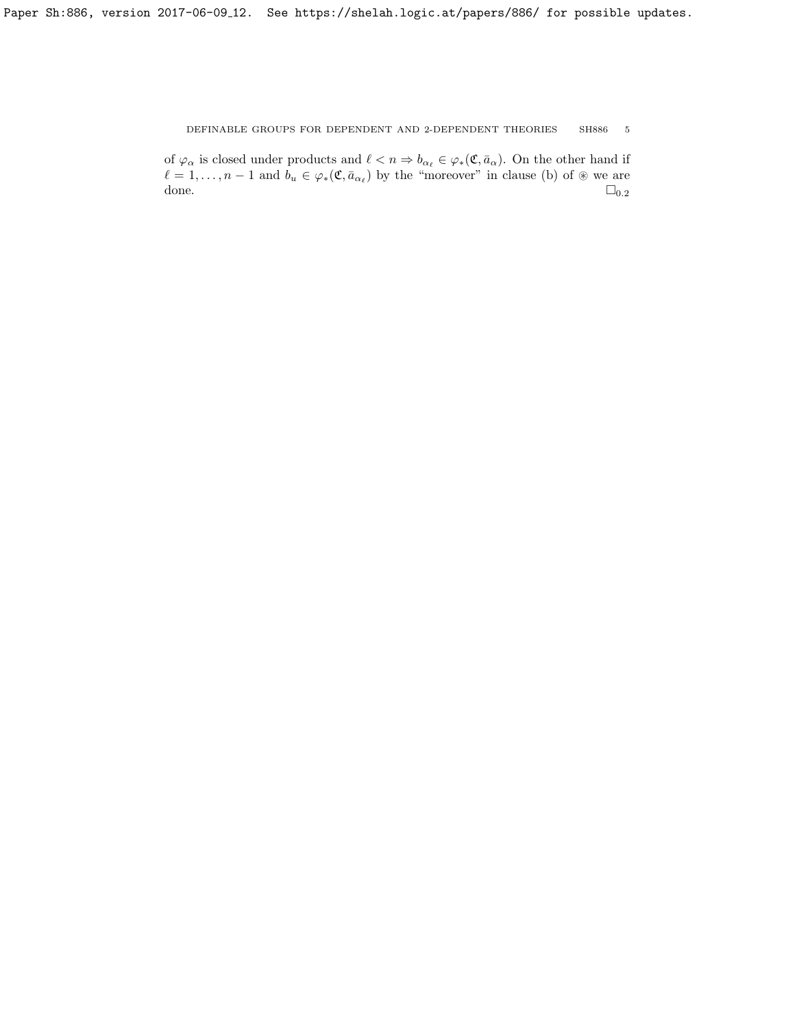of $\varphi_\alpha$ is closed under products and $\ell < n \Rightarrow b_{\alpha_\ell} \in \varphi_*(\mathfrak{C}, \bar{a}_\alpha)$. On the other hand if $\ell = 1, \ldots, n-1$ and $b_u \in \varphi_*(\mathfrak{C}, \bar{a}_{\alpha_\ell})$ by the "moreover" in clause (b) of $\circledast$ we are done. $\square_{0.2}$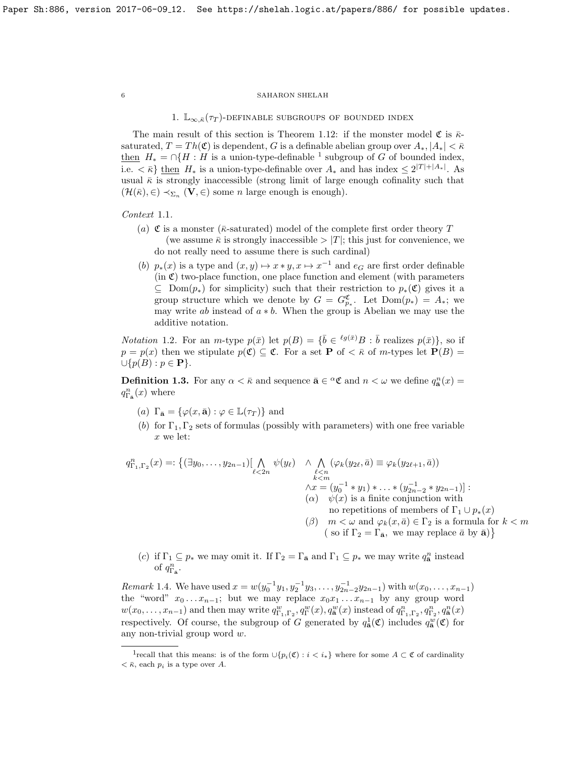## 1. $\mathbb{L}_{\infty,\bar\kappa}(\tau_T)$-definable subgroups of bounded index

The main result of this section is Theorem 1.12: if the monster model $\mathfrak{C}$ is $\bar\kappa$-saturated, $T = Th(\mathfrak{C})$ is dependent, $G$ is a definable abelian group over $A_*$, $|A_*| < \bar\kappa$ then $H_* = \cap\{H : H$ is a union-type-definable[1] subgroup of $G$ of bounded index, i.e. $< \bar\kappa\}$ then $H_*$ is a union-type-definable over $A_*$ and has index $\le 2^{|T|+|A_*|}$. As usual $\bar\kappa$ is strongly inaccessible (strong limit of large enough cofinality such that $(\mathcal{H}(\bar\kappa), \in) \prec_{\Sigma_n} (\mathbf{V}, \in)$ some $n$ large enough is enough).

*Context* 1.1.

(a) $\mathfrak{C}$ is a monster ($\bar\kappa$-saturated) model of the complete first order theory $T$ (we assume $\bar\kappa$ is strongly inaccessible $> |T|$; this just for convenience, we do not really need to assume there is such cardinal)

(b) $p_*(x)$ is a type and $(x,y) \mapsto x * y, x \mapsto x^{-1}$ and $e_G$ are first order definable (in $\mathfrak{C}$) two-place function, one place function and element (with parameters $\subseteq \mathrm{Dom}(p_*)$ for simplicity) such that their restriction to $p_*(\mathfrak{C})$ gives it a group structure which we denote by $G = G^{\mathfrak{C}}_{p_*}$. Let $\mathrm{Dom}(p_*) = A_*$; we may write $ab$ instead of $a * b$. When the group is Abelian we may use the additive notation.

*Notation* 1.2. For an $m$-type $p(\bar x)$ let $p(B) = \{\bar b \in {}^{\ell g(\bar x)}B : \bar b$ realizes $p(\bar x)\}$, so if $p = p(x)$ then we stipulate $p(\mathfrak{C}) \subseteq \mathfrak{C}$. For a set $\mathbf{P}$ of $< \bar\kappa$ of $m$-types let $\mathbf{P}(B) = \cup\{p(B) : p \in \mathbf{P}\}$.

**Definition 1.3.** For any $\alpha < \bar\kappa$ and sequence $\bar{\mathbf{a}} \in {}^\alpha\mathfrak{C}$ and $n < \omega$ we define $q^n_{\bar{\mathbf{a}}}(x) = q^n_{\Gamma_{\bar{\mathbf{a}}}}(x)$ where

(a) $\Gamma_{\bar{\mathbf{a}}} = \{\varphi(x, \bar{\mathbf{a}}) : \varphi \in \mathbb{L}(\tau_T)\}$ and

(b) for $\Gamma_1, \Gamma_2$ sets of formulas (possibly with parameters) with one free variable $x$ we let:

$$q^n_{\Gamma_1,\Gamma_2}(x) =: \Big\{(\exists y_0, \ldots, y_{2n-1})[\bigwedge_{\ell<2n} \psi(y_\ell) \quad \wedge \bigwedge_{\substack{\ell<n\\ k<m}} (\varphi_k(y_{2\ell}, \bar a) \equiv \varphi_k(y_{2\ell+1}, \bar a)) \wedge x = (y_0^{-1} * y_1) * \ldots * (y_{2n-2}^{-1} * y_{2n-1})] :$$

$(\alpha)$ $\psi(x)$ is a finite conjunction with no repetitions of members of $\Gamma_1 \cup p_*(x)$

$(\beta)$ $m < \omega$ and $\varphi_k(x, \bar a) \in \Gamma_2$ is a formula for $k < m$ ( so if $\Gamma_2 = \Gamma_{\bar{\mathbf{a}}}$, we may replace $\bar a$ by $\bar{\mathbf{a}}$)$\Big\}$

(c) if $\Gamma_1 \subseteq p_*$ we may omit it. If $\Gamma_2 = \Gamma_{\bar{\mathbf{a}}}$ and $\Gamma_1 \subseteq p_*$ we may write $q^n_{\bar{\mathbf{a}}}$ instead of $q^n_{\Gamma_{\bar{\mathbf{a}}}}$.

*Remark* 1.4. We have used $x = w(y_0^{-1}y_1, y_2^{-1}y_3, \ldots, y_{2n-2}^{-1}y_{2n-1})$ with $w(x_0, \ldots, x_{n-1})$ the "word" $x_0 \ldots x_{n-1}$; but we may replace $x_0x_1 \ldots x_{n-1}$ by any group word $w(x_0, \ldots, x_{n-1})$ and then may write $q^w_{\Gamma_1,\Gamma_2}, q^w_\Gamma(x), q^w_{\bar{\mathbf{a}}}(x)$ instead of $q^n_{\Gamma_1,\Gamma_2}, q^n_{\Gamma_2}, q^n_{\bar{\mathbf{a}}}(x)$ respectively. Of course, the subgroup of $G$ generated by $q^1_{\bar{\mathbf{a}}}(\mathfrak{C})$ includes $q^w_{\bar{\mathbf{a}}}(\mathfrak{C})$ for any non-trivial group word $w$.

---

[1] recall that this means: is of the form $\cup\{p_i(\mathfrak{C}) : i < i_*\}$ where for some $A \subset \mathfrak{C}$ of cardinality $< \bar\kappa$, each $p_i$ is a type over $A$.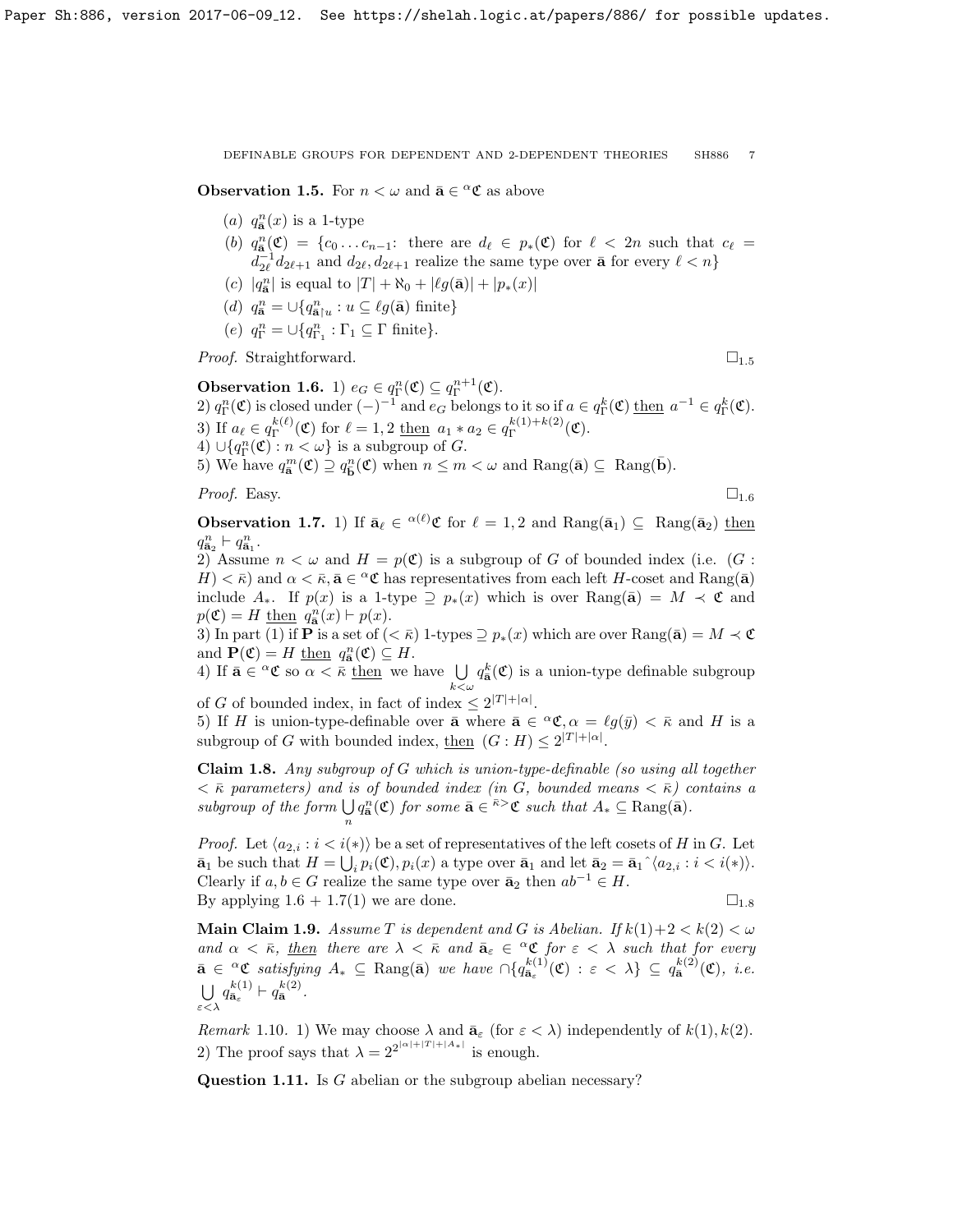**Observation 1.5.** For $n < \omega$ and $\bar{\mathbf{a}} \in {}^\alpha\mathfrak{C}$ as above

- $(a)$ $q^n_{\bar{\mathbf{a}}}(x)$ is a 1-type
- $(b)$ $q^n_{\bar{\mathbf{a}}}(\mathfrak{C}) = \{c_0 \ldots c_{n-1}$: there are $d_\ell \in p_*(\mathfrak{C})$ for $\ell < 2n$ such that $c_\ell = d^{-1}_{2\ell} d_{2\ell+1}$ and $d_{2\ell}, d_{2\ell+1}$ realize the same type over $\bar{\mathbf{a}}$ for every $\ell < n\}$
- $(c)$ $|q^n_{\bar{\mathbf{a}}}|$ is equal to $|T| + \aleph_0 + |\ell g(\bar{\mathbf{a}})| + |p_*(x)|$
- $(d)$ $q^n_{\bar{\mathbf{a}}} = \cup\{q^n_{\bar{\mathbf{a}}\restriction u} : u \subseteq \ell g(\bar{\mathbf{a}})$ finite$\}$
- $(e)$ $q^n_\Gamma = \cup\{q^n_{\Gamma_1} : \Gamma_1 \subseteq \Gamma$ finite$\}$.

*Proof.* Straightforward. $\square_{1.5}$

**Observation 1.6.** 1) $e_G \in q^n_\Gamma(\mathfrak{C}) \subseteq q^{n+1}_\Gamma(\mathfrak{C})$.
2) $q^n_\Gamma(\mathfrak{C})$ is closed under $(-)^{-1}$ and $e_G$ belongs to it so if $a \in q^k_\Gamma(\mathfrak{C})$ then $a^{-1} \in q^k_\Gamma(\mathfrak{C})$.
3) If $a_\ell \in q^{k(\ell)}_\Gamma(\mathfrak{C})$ for $\ell = 1,2$ then $a_1 * a_2 \in q^{k(1)+k(2)}_\Gamma(\mathfrak{C})$.
4) $\cup\{q^n_\Gamma(\mathfrak{C}) : n < \omega\}$ is a subgroup of $G$.
5) We have $q^m_{\bar{\mathbf{a}}}(\mathfrak{C}) \supseteq q^n_{\bar{\mathbf{b}}}(\mathfrak{C})$ when $n \le m < \omega$ and $\mathrm{Rang}(\bar{\mathbf{a}}) \subseteq \mathrm{Rang}(\bar{\mathbf{b}})$.

*Proof.* Easy. $\square_{1.6}$

**Observation 1.7.** 1) If $\bar{\mathbf{a}}_\ell \in {}^{\alpha(\ell)}\mathfrak{C}$ for $\ell = 1,2$ and $\mathrm{Rang}(\bar{\mathbf{a}}_1) \subseteq \mathrm{Rang}(\bar{\mathbf{a}}_2)$ then $q^n_{\bar{\mathbf{a}}_2} \vdash q^n_{\bar{\mathbf{a}}_1}$.
2) Assume $n < \omega$ and $H = p(\mathfrak{C})$ is a subgroup of $G$ of bounded index (i.e. $(G : H) < \bar{\kappa}$) and $\alpha < \bar{\kappa}, \bar{\mathbf{a}} \in {}^\alpha\mathfrak{C}$ has representatives from each left $H$-coset and $\mathrm{Rang}(\bar{\mathbf{a}})$ include $A_*$. If $p(x)$ is a 1-type $\supseteq p_*(x)$ which is over $\mathrm{Rang}(\bar{\mathbf{a}}) = M \prec \mathfrak{C}$ and $p(\mathfrak{C}) = H$ then $q^n_{\bar{\mathbf{a}}}(x) \vdash p(x)$.
3) In part (1) if $\mathbf{P}$ is a set of $(< \bar{\kappa})$ 1-types $\supseteq p_*(x)$ which are over $\mathrm{Rang}(\bar{\mathbf{a}}) = M \prec \mathfrak{C}$ and $\mathbf{P}(\mathfrak{C}) = H$ then $q^n_{\bar{\mathbf{a}}}(\mathfrak{C}) \subseteq H$.
4) If $\bar{\mathbf{a}} \in {}^\alpha\mathfrak{C}$ so $\alpha < \bar{\kappa}$ then we have $\bigcup\limits_{k<\omega} q^k_{\bar{\mathbf{a}}}(\mathfrak{C})$ is a union-type definable subgroup of $G$ of bounded index, in fact of index $\le 2^{|T|+|\alpha|}$.
5) If $H$ is union-type-definable over $\bar{\mathbf{a}}$ where $\bar{\mathbf{a}} \in {}^\alpha\mathfrak{C}, \alpha = \ell g(\bar{y}) < \bar{\kappa}$ and $H$ is a subgroup of $G$ with bounded index, then $(G : H) \le 2^{|T|+|\alpha|}$.

**Claim 1.8.** *Any subgroup of $G$ which is union-type-definable (so using all together $< \bar{\kappa}$ parameters) and is of bounded index (in $G$, bounded means $< \bar{\kappa}$) contains a subgroup of the form $\bigcup\limits_n q^n_{\bar{\mathbf{a}}}(\mathfrak{C})$ for some $\bar{\mathbf{a}} \in {}^{\bar{\kappa}>}\mathfrak{C}$ such that $A_* \subseteq \mathrm{Rang}(\bar{\mathbf{a}})$.*

*Proof.* Let $\langle a_{2,i} : i < i(*)\rangle$ be a set of representatives of the left cosets of $H$ in $G$. Let $\bar{\mathbf{a}}_1$ be such that $H = \bigcup_i p_i(\mathfrak{C}), p_i(x)$ a type over $\bar{\mathbf{a}}_1$ and let $\bar{\mathbf{a}}_2 = \bar{\mathbf{a}}_1{}^\frown\langle a_{2,i} : i < i(*)\rangle$. Clearly if $a,b \in G$ realize the same type over $\bar{\mathbf{a}}_2$ then $ab^{-1} \in H$.
By applying 1.6 + 1.7(1) we are done. $\square_{1.8}$

**Main Claim 1.9.** *Assume $T$ is dependent and $G$ is Abelian. If $k(1)+2 < k(2) < \omega$ and $\alpha < \bar{\kappa}$, then there are $\lambda < \bar{\kappa}$ and $\bar{\mathbf{a}}_\varepsilon \in {}^\alpha\mathfrak{C}$ for $\varepsilon < \lambda$ such that for every $\bar{\mathbf{a}} \in {}^\alpha\mathfrak{C}$ satisfying $A_* \subseteq \mathrm{Rang}(\bar{\mathbf{a}})$ we have $\cap\{q^{k(1)}_{\bar{\mathbf{a}}_\varepsilon}(\mathfrak{C}) : \varepsilon < \lambda\} \subseteq q^{k(2)}_{\bar{\mathbf{a}}}(\mathfrak{C})$, i.e. $\bigcup\limits_{\varepsilon<\lambda} q^{k(1)}_{\bar{\mathbf{a}}_\varepsilon} \vdash q^{k(2)}_{\bar{\mathbf{a}}}$.*

*Remark* 1.10. 1) We may choose $\lambda$ and $\bar{\mathbf{a}}_\varepsilon$ (for $\varepsilon < \lambda$) independently of $k(1), k(2)$.
2) The proof says that $\lambda = 2^{2^{|\alpha|+|T|+|A_*|}}$ is enough.

**Question 1.11.** Is $G$ abelian or the subgroup abelian necessary?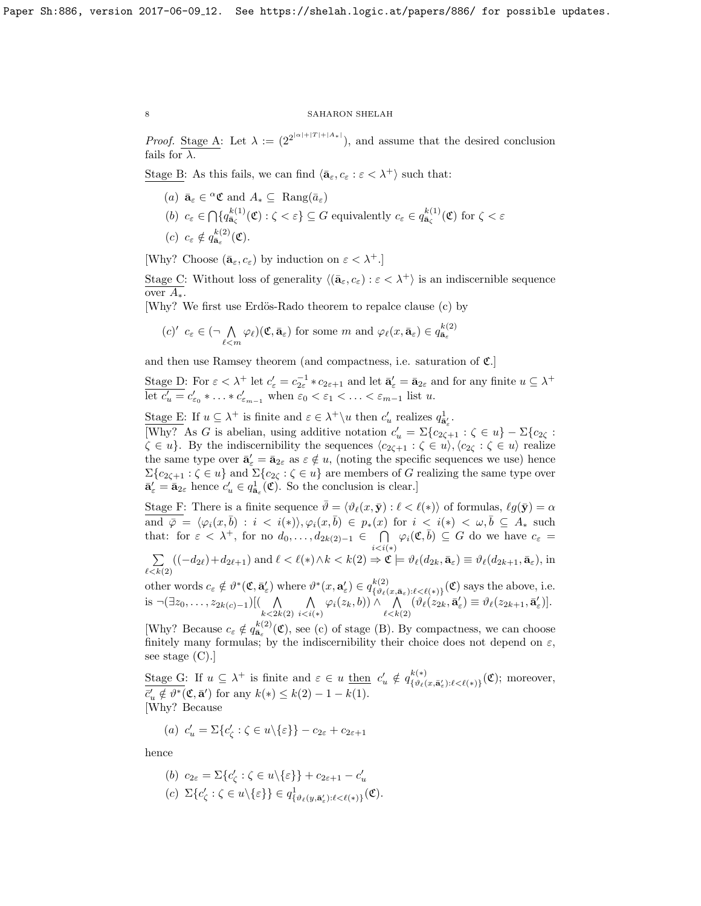*Proof.* Stage A: Let $\lambda := (2^{2^{|\alpha|+|T|+|A_*|}})$, and assume that the desired conclusion fails for $\lambda$.

Stage B: As this fails, we can find $\langle \bar{\mathbf{a}}_\varepsilon, c_\varepsilon : \varepsilon < \lambda^+\rangle$ such that:

- $(a)$ $\bar{\mathbf{a}}_\varepsilon \in {}^\alpha\mathfrak{C}$ and $A_* \subseteq \text{ Rang}(\bar{a}_\varepsilon)$
- $(b)$ $c_\varepsilon \in \bigcap\{q^{k(1)}_{\bar{\mathbf{a}}_\zeta}(\mathfrak{C}) : \zeta < \varepsilon\} \subseteq G$ equivalently $c_\varepsilon \in q^{k(1)}_{\bar{\mathbf{a}}_\zeta}(\mathfrak{C})$ for $\zeta < \varepsilon$
- $(c)$ $c_\varepsilon \notin q^{k(2)}_{\bar{\mathbf{a}}_\varepsilon}(\mathfrak{C})$.

[Why? Choose $(\bar{\mathbf{a}}_\varepsilon, c_\varepsilon)$ by induction on $\varepsilon < \lambda^+$.]

Stage C: Without loss of generality $\langle(\bar{\mathbf{a}}_\varepsilon, c_\varepsilon) : \varepsilon < \lambda^+\rangle$ is an indiscernible sequence over $A_*$.
[Why? We first use Erdös-Rado theorem to repalce clause (c) by

- $(c)'$ $c_\varepsilon \in (\neg \bigwedge\limits_{\ell<m} \varphi_\ell)(\mathfrak{C}, \bar{\mathbf{a}}_\varepsilon)$ for some $m$ and $\varphi_\ell(x, \bar{\mathbf{a}}_\varepsilon) \in q^{k(2)}_{\bar{\mathbf{a}}_\varepsilon}$

and then use Ramsey theorem (and compactness, i.e. saturation of $\mathfrak{C}$.]

Stage D: For $\varepsilon < \lambda^+$ let $c'_\varepsilon = c^{-1}_{2\varepsilon} * c_{2\varepsilon+1}$ and let $\bar{\mathbf{a}}'_\varepsilon = \bar{\mathbf{a}}_{2\varepsilon}$ and for any finite $u \subseteq \lambda^+$ let $c'_u = c'_{\varepsilon_0} * \ldots * c'_{\varepsilon_{m-1}}$ when $\varepsilon_0 < \varepsilon_1 < \ldots < \varepsilon_{m-1}$ list $u$.

Stage E: If $u \subseteq \lambda^+$ is finite and $\varepsilon \in \lambda^+\backslash u$ then $c'_u$ realizes $q^1_{\bar{\mathbf{a}}'_\varepsilon}$.
[Why? As $G$ is abelian, using additive notation $c'_u = \Sigma\{c_{2\zeta+1} : \zeta \in u\} - \Sigma\{c_{2\zeta} : \zeta \in u\}$. By the indiscernibility the sequences $\langle c_{2\zeta+1} : \zeta \in u\rangle, \langle c_{2\zeta} : \zeta \in u\rangle$ realize the same type over $\bar{\mathbf{a}}'_\varepsilon = \bar{\mathbf{a}}_{2\varepsilon}$ as $\varepsilon \notin u$, (noting the specific sequences we use) hence $\Sigma\{c_{2\zeta+1} : \zeta \in u\}$ and $\Sigma\{c_{2\zeta} : \zeta \in u\}$ are members of $G$ realizing the same type over $\bar{\mathbf{a}}'_\varepsilon = \bar{\mathbf{a}}_{2\varepsilon}$ hence $c'_u \in q^1_{\bar{\mathbf{a}}_\varepsilon}(\mathfrak{C})$. So the conclusion is clear.]

Stage F: There is a finite sequence $\bar\vartheta = \langle\vartheta_\ell(x, \bar{\mathbf{y}}) : \ell < \ell(*)\rangle$ of formulas, $\ell g(\bar{\mathbf{y}}) = \alpha$ and $\bar\varphi = \langle\varphi_i(x, \bar{b}) : i < i(*)\rangle, \varphi_i(x, \bar{b}) \in p_*(x)$ for $i < i(*) < \omega, \bar{b} \subseteq A_*$ such that: for $\varepsilon < \lambda^+$, for no $d_0, \ldots, d_{2k(2)-1} \in \bigcap\limits_{i<i(*)} \varphi_i(\mathfrak{C}, \bar{b}) \subseteq G$ do we have $c_\varepsilon = \sum\limits_{\ell<k(2)}((-d_{2\ell}) + d_{2\ell+1})$ and $\ell < \ell(*) \wedge k < k(2) \Rightarrow \mathfrak{C} \models \vartheta_\ell(d_{2k}, \bar{\mathbf{a}}_\varepsilon) \equiv \vartheta_\ell(d_{2k+1}, \bar{\mathbf{a}}_\varepsilon)$, in other words $c_\varepsilon \notin \vartheta^*(\mathfrak{C}, \bar{\mathbf{a}}'_\varepsilon)$ where $\vartheta^*(x, \mathbf{a}'_\varepsilon) \in q^{k(2)}_{\{\vartheta_\ell(x,\bar{\mathbf{a}}_\varepsilon):\ell<\ell(*)\}}(\mathfrak{C})$ says the above, i.e. is $\neg(\exists z_0, \ldots, z_{2k(c)-1})[(\bigwedge\limits_{k<2k(2)} \bigwedge\limits_{i<i(*)} \varphi_i(z_k, b)) \wedge \bigwedge\limits_{\ell<k(2)} (\vartheta_\ell(z_{2k}, \bar{\mathbf{a}}'_\varepsilon) \equiv \vartheta_\ell(z_{2k+1}, \bar{\mathbf{a}}'_\varepsilon)]$.
[Why? Because $c_\varepsilon \notin q^{k(2)}_{\bar{\mathbf{a}}_\varepsilon}(\mathfrak{C})$, see (c) of stage (B). By compactness, we can choose finitely many formulas; by the indiscernibility their choice does not depend on $\varepsilon$, see stage (C).]

Stage G: If $u \subseteq \lambda^+$ is finite and $\varepsilon \in u$ then $c'_u \notin q^{k(*)}_{\{\vartheta_\ell(x,\bar{\mathbf{a}}'_\varepsilon):\ell<\ell(*)\}}(\mathfrak{C})$; moreover, $\bar{c}'_u \notin \vartheta^*(\mathfrak{C}, \bar{\mathbf{a}}')$ for any $k(*) \leq k(2) - 1 - k(1)$.
[Why? Because

- $(a)$ $c'_u = \Sigma\{c'_\zeta : \zeta \in u\backslash\{\varepsilon\}\} - c_{2\varepsilon} + c_{2\varepsilon+1}$

hence

- $(b)$ $c_{2\varepsilon} = \Sigma\{c'_\zeta : \zeta \in u\backslash\{\varepsilon\}\} + c_{2\varepsilon+1} - c'_u$
- $(c)$ $\Sigma\{c'_\zeta : \zeta \in u\backslash\{\varepsilon\}\} \in q^1_{\{\vartheta_\ell(y,\bar{\mathbf{a}}'_\varepsilon):\ell<\ell(*)\}}(\mathfrak{C})$.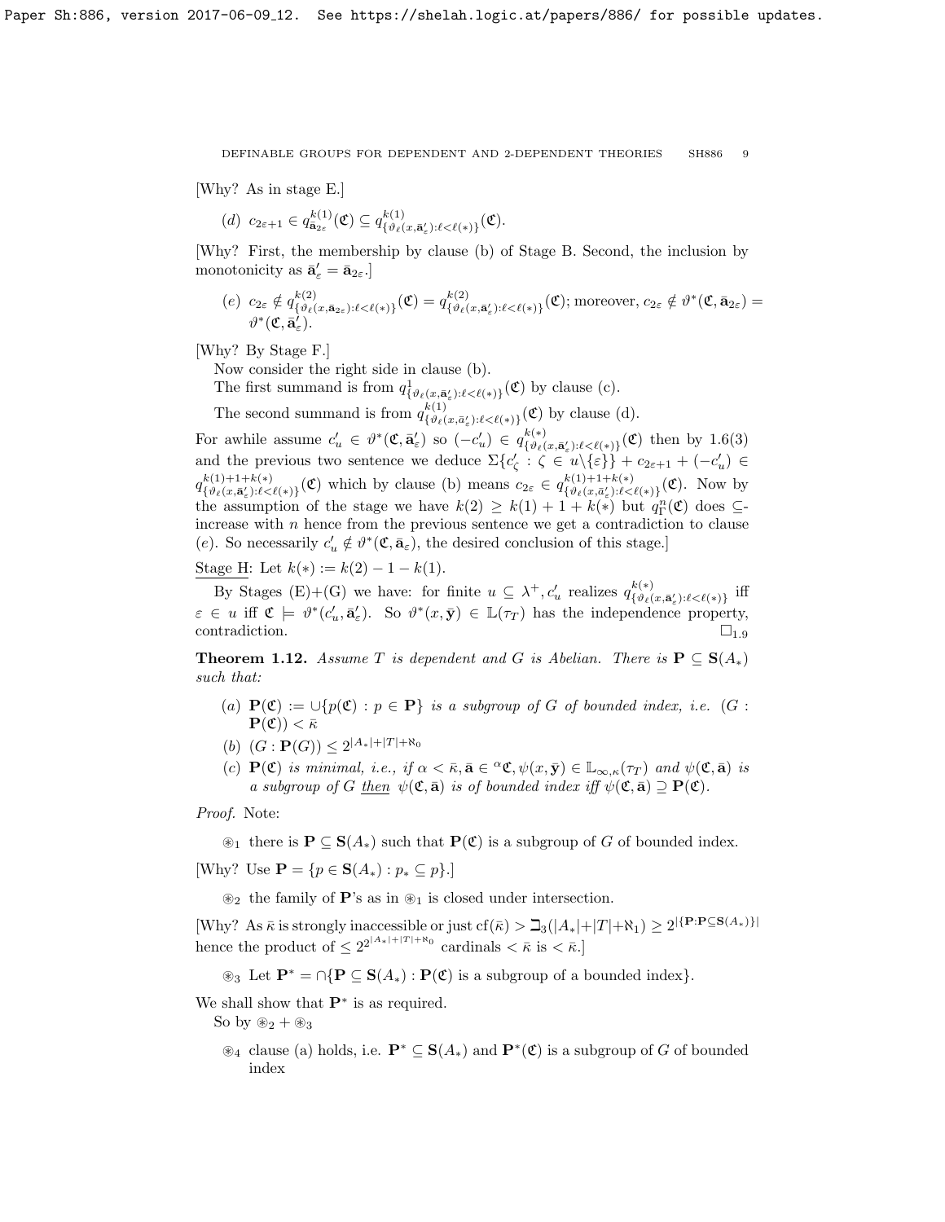[Why? As in stage E.]

(d) $c_{2\varepsilon+1} \in q^{k(1)}_{\bar{\mathbf{a}}_{2\varepsilon}}(\mathfrak{C}) \subseteq q^{k(1)}_{\{\vartheta_\ell(x,\bar{\mathbf{a}}'_\varepsilon):\ell<\ell(*)\}}(\mathfrak{C})$.

[Why? First, the membership by clause (b) of Stage B. Second, the inclusion by monotonicity as $\bar{\mathbf{a}}'_\varepsilon = \bar{\mathbf{a}}_{2\varepsilon}$.]

(e) $c_{2\varepsilon} \notin q^{k(2)}_{\{\vartheta_\ell(x,\bar{\mathbf{a}}_{2\varepsilon}):\ell<\ell(*)\}}(\mathfrak{C}) = q^{k(2)}_{\{\vartheta_\ell(x,\bar{\mathbf{a}}'_\varepsilon):\ell<\ell(*)\}}(\mathfrak{C})$; moreover, $c_{2\varepsilon} \notin \vartheta^*(\mathfrak{C},\bar{\mathbf{a}}_{2\varepsilon}) = \vartheta^*(\mathfrak{C},\bar{\mathbf{a}}'_\varepsilon)$.

[Why? By Stage F.]

Now consider the right side in clause (b).

The first summand is from $q^1_{\{\vartheta_\ell(x,\bar{\mathbf{a}}'_\varepsilon):\ell<\ell(*)\}}(\mathfrak{C})$ by clause (c).

The second summand is from $q^{k(1)}_{\{\vartheta_\ell(x,\bar{a}'_\varepsilon):\ell<\ell(*)\}}(\mathfrak{C})$ by clause (d).

For awhile assume $c'_u \in \vartheta^*(\mathfrak{C},\bar{\mathbf{a}}'_\varepsilon)$ so $(-c'_u) \in q^{k(*)}_{\{\vartheta_\ell(x,\bar{\mathbf{a}}'_\varepsilon):\ell<\ell(*)\}}(\mathfrak{C})$ then by 1.6(3) and the previous two sentence we deduce $\Sigma\{c'_\zeta : \zeta \in u\backslash\{\varepsilon\}\} + c_{2\varepsilon+1} + (-c'_u) \in q^{k(1)+1+k(*)}_{\{\vartheta_\ell(x,\bar{\mathbf{a}}'_\varepsilon):\ell<\ell(*)\}}(\mathfrak{C})$ which by clause (b) means $c_{2\varepsilon} \in q^{k(1)+1+k(*)}_{\{\vartheta_\ell(x,\bar{a}'_\varepsilon):\ell<\ell(*)\}}(\mathfrak{C})$. Now by the assumption of the stage we have $k(2) \ge k(1)+1+k(*)$ but $q^n_\Gamma(\mathfrak{C})$ does $\subseteq$-increase with $n$ hence from the previous sentence we get a contradiction to clause (e). So necessarily $c'_u \notin \vartheta^*(\mathfrak{C},\bar{\mathbf{a}}_\varepsilon)$, the desired conclusion of this stage.]

Stage H: Let $k(*) := k(2)-1-k(1)$.

By Stages (E)+(G) we have: for finite $u \subseteq \lambda^+, c'_u$ realizes $q^{k(*)}_{\{\vartheta_\ell(x,\bar{\mathbf{a}}'_\varepsilon):\ell<\ell(*)\}}$ iff $\varepsilon \in u$ iff $\mathfrak{C} \models \vartheta^*(c'_u,\bar{\mathbf{a}}'_\varepsilon)$. So $\vartheta^*(x,\bar{\mathbf{y}}) \in \mathbb{L}(\tau_T)$ has the independence property, contradiction. $\square_{1.9}$

**Theorem 1.12.** *Assume $T$ is dependent and $G$ is Abelian. There is $\mathbf{P} \subseteq \mathbf{S}(A_*)$ such that:*

(a) *$\mathbf{P}(\mathfrak{C}) := \cup\{p(\mathfrak{C}) : p \in \mathbf{P}\}$ is a subgroup of $G$ of bounded index, i.e. $(G : \mathbf{P}(\mathfrak{C})) < \bar\kappa$*

(b) *$(G : \mathbf{P}(G)) \le 2^{|A_*|+|T|+\aleph_0}$*

(c) *$\mathbf{P}(\mathfrak{C})$ is minimal, i.e., if $\alpha < \bar\kappa, \bar{\mathbf{a}} \in {}^\alpha\mathfrak{C}, \psi(x,\bar{\mathbf{y}}) \in \mathbb{L}_{\infty,\kappa}(\tau_T)$ and $\psi(\mathfrak{C},\bar{\mathbf{a}})$ is a subgroup of $G$ then $\psi(\mathfrak{C},\bar{\mathbf{a}})$ is of bounded index iff $\psi(\mathfrak{C},\bar{\mathbf{a}}) \supseteq \mathbf{P}(\mathfrak{C})$.*

*Proof.* Note:

$\circledast_1$ there is $\mathbf{P} \subseteq \mathbf{S}(A_*)$ such that $\mathbf{P}(\mathfrak{C})$ is a subgroup of $G$ of bounded index.

[Why? Use $\mathbf{P} = \{p \in \mathbf{S}(A_*) : p_* \subseteq p\}$.]

$\circledast_2$ the family of $\mathbf{P}$'s as in $\circledast_1$ is closed under intersection.

[Why? As $\bar\kappa$ is strongly inaccessible or just $\mathrm{cf}(\bar\kappa) > \beth_3(|A_*|+|T|+\aleph_1) \ge 2^{|\{\mathbf{P}:\mathbf{P}\subseteq \mathbf{S}(A_*)\}|}$ hence the product of $\le 2^{2^{|A_*|+|T|+\aleph_0}}$ cardinals $< \bar\kappa$ is $< \bar\kappa$.]

$\circledast_3$ Let $\mathbf{P}^* = \cap\{\mathbf{P} \subseteq \mathbf{S}(A_*) : \mathbf{P}(\mathfrak{C})$ is a subgroup of a bounded index$\}$.

We shall show that $\mathbf{P}^*$ is as required.

So by $\circledast_2 + \circledast_3$

$\circledast_4$ clause (a) holds, i.e. $\mathbf{P}^* \subseteq \mathbf{S}(A_*)$ and $\mathbf{P}^*(\mathfrak{C})$ is a subgroup of $G$ of bounded index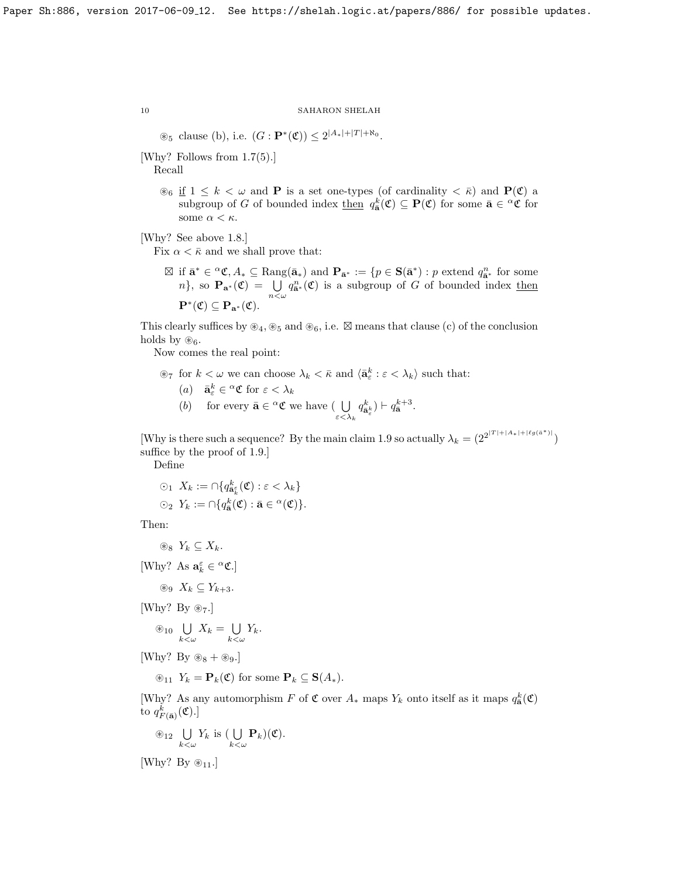$\circledast_5$ clause (b), i.e. $(G : \mathbf{P}^*(\mathfrak{C})) \le 2^{|A_*|+|T|+\aleph_0}$.

[Why? Follows from 1.7(5).]

Recall

> $\circledast_6$ <u>if</u> $1 \le k < \omega$ and $\mathbf{P}$ is a set one-types (of cardinality $< \bar\kappa$) and $\mathbf{P}(\mathfrak{C})$ a subgroup of $G$ of bounded index <u>then</u> $q^k_{\bar{\mathbf{a}}}(\mathfrak{C}) \subseteq \mathbf{P}(\mathfrak{C})$ for some $\bar{\mathbf{a}} \in {}^\alpha\mathfrak{C}$ for some $\alpha < \kappa$.

[Why? See above 1.8.]

Fix $\alpha < \bar\kappa$ and we shall prove that:

> $\boxtimes$ if $\bar{\mathbf{a}}^* \in {}^\alpha\mathfrak{C}, A_* \subseteq \mathrm{Rang}(\bar{\mathbf{a}}_*)$ and $\mathbf{P}_{\bar{\mathbf{a}}^*} := \{p \in \mathbf{S}(\bar{\mathbf{a}}^*) : p$ extend $q^n_{\bar{\mathbf{a}}^*}$ for some $n\}$, so $\mathbf{P}_{\mathbf{a}^*}(\mathfrak{C}) = \bigcup\limits_{n<\omega} q^n_{\bar{\mathbf{a}}^*}(\mathfrak{C})$ is a subgroup of $G$ of bounded index <u>then</u> $\mathbf{P}^*(\mathfrak{C}) \subseteq \mathbf{P}_{\mathbf{a}^*}(\mathfrak{C})$.

This clearly suffices by $\circledast_4$, $\circledast_5$ and $\circledast_6$, i.e. $\boxtimes$ means that clause (c) of the conclusion holds by $\circledast_6$.

Now comes the real point:

> $\circledast_7$ for $k < \omega$ we can choose $\lambda_k < \bar\kappa$ and $\langle \bar{\mathbf{a}}^k_\varepsilon : \varepsilon < \lambda_k \rangle$ such that:
>
> $(a)$ $\bar{\mathbf{a}}^k_\varepsilon \in {}^\alpha\mathfrak{C}$ for $\varepsilon < \lambda_k$
>
> $(b)$ for every $\bar{\mathbf{a}} \in {}^\alpha\mathfrak{C}$ we have $(\bigcup\limits_{\varepsilon<\lambda_k} q^k_{\bar{\mathbf{a}}^k_\varepsilon}) \vdash q^{k+3}_{\bar{\mathbf{a}}}$.

[Why is there such a sequence? By the main claim 1.9 so actually $\lambda_k = (2^{2^{|T|+|A_*|+|\ell g(\bar a^*)|}})$ suffice by the proof of 1.9.]

Define

> $\odot_1$ $X_k := \cap\{q^k_{\bar{\mathbf{a}}^\varepsilon_k}(\mathfrak{C}) : \varepsilon < \lambda_k\}$
>
> $\odot_2$ $Y_k := \cap\{q^k_{\bar{\mathbf{a}}}(\mathfrak{C}) : \bar{\mathbf{a}} \in {}^\alpha(\mathfrak{C})\}$.

Then:

> $\circledast_8$ $Y_k \subseteq X_k$.

[Why? As $\mathbf{a}^\varepsilon_k \in {}^\alpha\mathfrak{C}$.]

> $\circledast_9$ $X_k \subseteq Y_{k+3}$.

[Why? By $\circledast_7$.]

> $\circledast_{10}$ $\bigcup\limits_{k<\omega} X_k = \bigcup\limits_{k<\omega} Y_k$.

[Why? By $\circledast_8 + \circledast_9$.]

> $\circledast_{11}$ $Y_k = \mathbf{P}_k(\mathfrak{C})$ for some $\mathbf{P}_k \subseteq \mathbf{S}(A_*)$.

[Why? As any automorphism $F$ of $\mathfrak{C}$ over $A_*$ maps $Y_k$ onto itself as it maps $q^k_{\bar{\mathbf{a}}}(\mathfrak{C})$ to $q^k_{F(\bar{\mathbf{a}})}(\mathfrak{C})$.]

> $\circledast_{12}$ $\bigcup\limits_{k<\omega} Y_k$ is $(\bigcup\limits_{k<\omega} \mathbf{P}_k)(\mathfrak{C})$.

[Why? By $\circledast_{11}$.]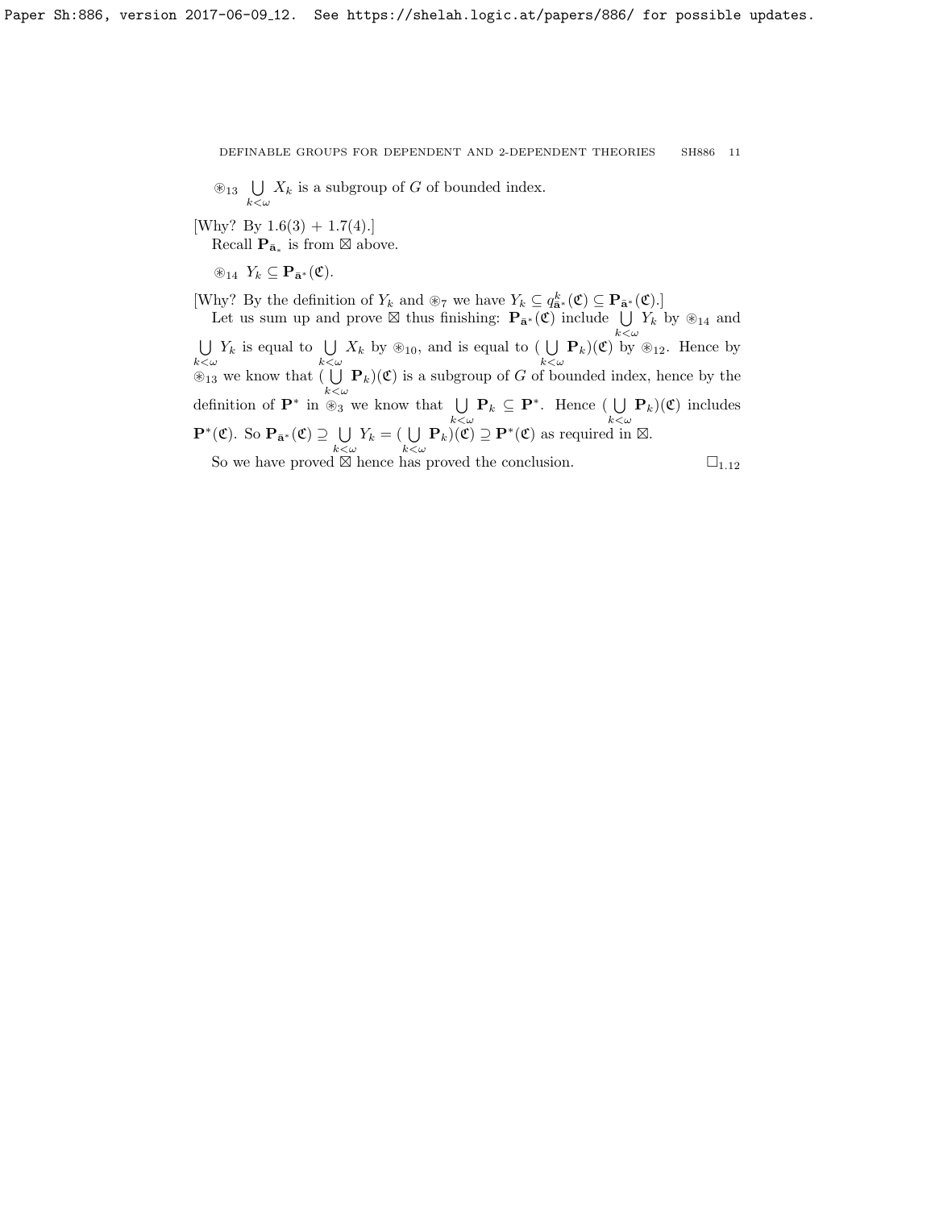$\circledast_{13}$ $\bigcup\limits_{k<\omega} X_k$ is a subgroup of $G$ of bounded index.

[Why? By 1.6(3) + 1.7(4).]

Recall $\mathbf{P}_{\bar{\mathbf{a}}_*}$ is from $\boxtimes$ above.

$\circledast_{14}$ $Y_k \subseteq \mathbf{P}_{\bar{\mathbf{a}}^*}(\mathfrak{C})$.

[Why? By the definition of $Y_k$ and $\circledast_7$ we have $Y_k \subseteq q^k_{\bar{\mathbf{a}}^*}(\mathfrak{C}) \subseteq \mathbf{P}_{\bar{\mathbf{a}}^*}(\mathfrak{C})$.]

Let us sum up and prove $\boxtimes$ thus finishing: $\mathbf{P}_{\bar{\mathbf{a}}^*}(\mathfrak{C})$ include $\bigcup\limits_{k<\omega} Y_k$ by $\circledast_{14}$ and $\bigcup\limits_{k<\omega} Y_k$ is equal to $\bigcup\limits_{k<\omega} X_k$ by $\circledast_{10}$, and is equal to $(\bigcup\limits_{k<\omega} \mathbf{P}_k)(\mathfrak{C})$ by $\circledast_{12}$. Hence by $\circledast_{13}$ we know that $(\bigcup\limits_{k<\omega} \mathbf{P}_k)(\mathfrak{C})$ is a subgroup of $G$ of bounded index, hence by the definition of $\mathbf{P}^*$ in $\circledast_3$ we know that $\bigcup\limits_{k<\omega} \mathbf{P}_k \subseteq \mathbf{P}^*$. Hence $(\bigcup\limits_{k<\omega} \mathbf{P}_k)(\mathfrak{C})$ includes $\mathbf{P}^*(\mathfrak{C})$. So $\mathbf{P}_{\bar{\mathbf{a}}^*}(\mathfrak{C}) \supseteq \bigcup\limits_{k<\omega} Y_k = (\bigcup\limits_{k<\omega} \mathbf{P}_k)(\mathfrak{C}) \supseteq \mathbf{P}^*(\mathfrak{C})$ as required in $\boxtimes$.

So we have proved $\boxtimes$ hence has proved the conclusion. $\square_{1.12}$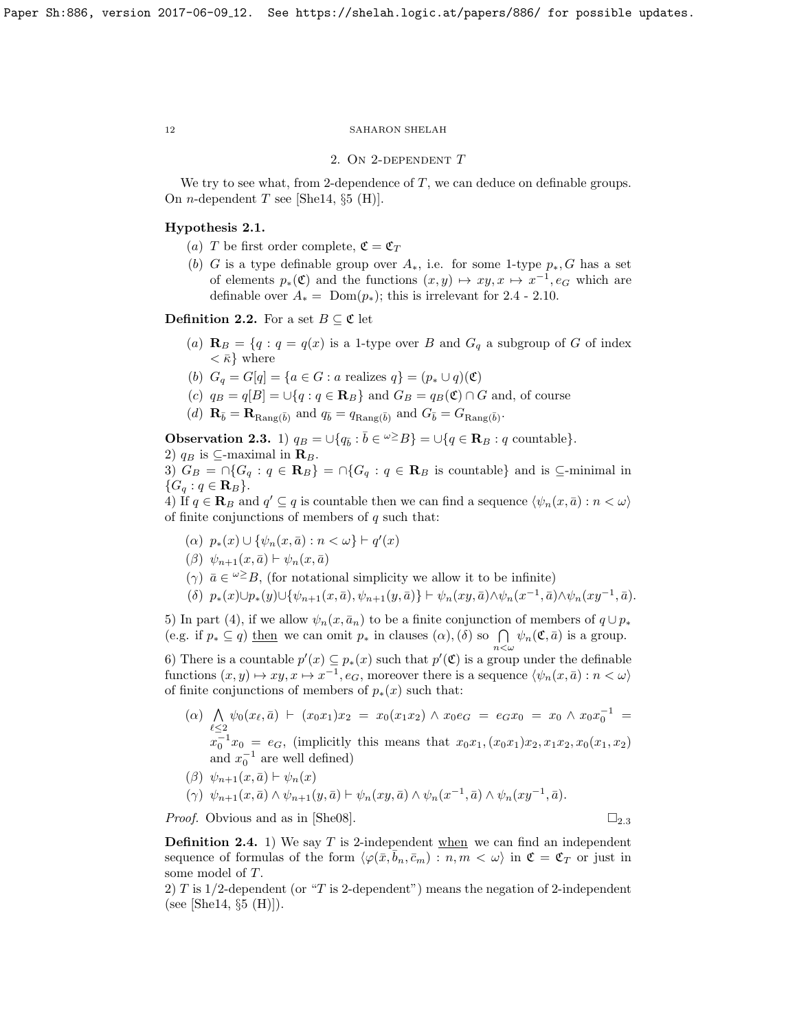## 2. On 2-dependent $T$

We try to see what, from 2-dependence of $T$, we can deduce on definable groups. On $n$-dependent $T$ see [She14, §5 (H)].

**Hypothesis 2.1.**

(a) $T$ be first order complete, $\mathfrak{C} = \mathfrak{C}_T$

(b) $G$ is a type definable group over $A_*$, i.e. for some 1-type $p_*$, $G$ has a set of elements $p_*(\mathfrak{C})$ and the functions $(x,y) \mapsto xy, x \mapsto x^{-1}, e_G$ which are definable over $A_* = \text{Dom}(p_*)$; this is irrelevant for 2.4 - 2.10.

**Definition 2.2.** For a set $B \subseteq \mathfrak{C}$ let

(a) $\mathbf{R}_B = \{q : q = q(x)$ is a 1-type over $B$ and $G_q$ a subgroup of $G$ of index $< \bar{\kappa}\}$ where

(b) $G_q = G[q] = \{a \in G : a$ realizes $q\} = (p_* \cup q)(\mathfrak{C})$

(c) $q_B = q[B] = \cup\{q : q \in \mathbf{R}_B\}$ and $G_B = q_B(\mathfrak{C}) \cap G$ and, of course

(d) $\mathbf{R}_{\bar{b}} = \mathbf{R}_{\text{Rang}(\bar{b})}$ and $q_{\bar{b}} = q_{\text{Rang}(\bar{b})}$ and $G_{\bar{b}} = G_{\text{Rang}(\bar{b})}$.

**Observation 2.3.** 1) $q_B = \cup\{q_{\bar{b}} : \bar{b} \in {}^{\omega\geq}B\} = \cup\{q \in \mathbf{R}_B : q$ countable$\}$.

2) $q_B$ is $\subseteq$-maximal in $\mathbf{R}_B$.

3) $G_B = \cap\{G_q : q \in \mathbf{R}_B\} = \cap\{G_q : q \in \mathbf{R}_B$ is countable$\}$ and is $\subseteq$-minimal in $\{G_q : q \in \mathbf{R}_B\}$.

4) If $q \in \mathbf{R}_B$ and $q' \subseteq q$ is countable then we can find a sequence $\langle \psi_n(x,\bar{a}) : n < \omega\rangle$ of finite conjunctions of members of $q$ such that:

($\alpha$) $p_*(x) \cup \{\psi_n(x,\bar{a}) : n < \omega\} \vdash q'(x)$

($\beta$) $\psi_{n+1}(x,\bar{a}) \vdash \psi_n(x,\bar{a})$

($\gamma$) $\bar{a} \in {}^{\omega\geq}B$, (for notational simplicity we allow it to be infinite)

($\delta$) $p_*(x) \cup p_*(y) \cup \{\psi_{n+1}(x,\bar{a}), \psi_{n+1}(y,\bar{a})\} \vdash \psi_n(xy,\bar{a}) \wedge \psi_n(x^{-1},\bar{a}) \wedge \psi_n(xy^{-1},\bar{a})$.

5) In part (4), if we allow $\psi_n(x,\bar{a}_n)$ to be a finite conjunction of members of $q \cup p_*$ (e.g. if $p_* \subseteq q$) then we can omit $p_*$ in clauses $(\alpha),(\delta)$ so $\bigcap\limits_{n<\omega} \psi_n(\mathfrak{C},\bar{a})$ is a group.

6) There is a countable $p'(x) \subseteq p_*(x)$ such that $p'(\mathfrak{C})$ is a group under the definable functions $(x,y) \mapsto xy, x \mapsto x^{-1}, e_G$, moreover there is a sequence $\langle \psi_n(x,\bar{a}) : n < \omega\rangle$ of finite conjunctions of members of $p_*(x)$ such that:

($\alpha$) $\bigwedge\limits_{\ell\leq 2} \psi_0(x_\ell,\bar{a}) \vdash (x_0x_1)x_2 = x_0(x_1x_2) \wedge x_0e_G = e_Gx_0 = x_0 \wedge x_0x_0^{-1} = x_0^{-1}x_0 = e_G$, (implicitly this means that $x_0x_1, (x_0x_1)x_2, x_1x_2, x_0(x_1,x_2)$ and $x_0^{-1}$ are well defined)

($\beta$) $\psi_{n+1}(x,\bar{a}) \vdash \psi_n(x)$

($\gamma$) $\psi_{n+1}(x,\bar{a}) \wedge \psi_{n+1}(y,\bar{a}) \vdash \psi_n(xy,\bar{a}) \wedge \psi_n(x^{-1},\bar{a}) \wedge \psi_n(xy^{-1},\bar{a})$.

*Proof.* Obvious and as in [She08]. $\square_{2.3}$

**Definition 2.4.** 1) We say $T$ is 2-independent when we can find an independent sequence of formulas of the form $\langle \varphi(\bar{x},\bar{b}_n,\bar{c}_m) : n,m < \omega\rangle$ in $\mathfrak{C} = \mathfrak{C}_T$ or just in some model of $T$.

2) $T$ is 1/2-dependent (or "$T$ is 2-dependent") means the negation of 2-independent (see [She14, §5 (H)]).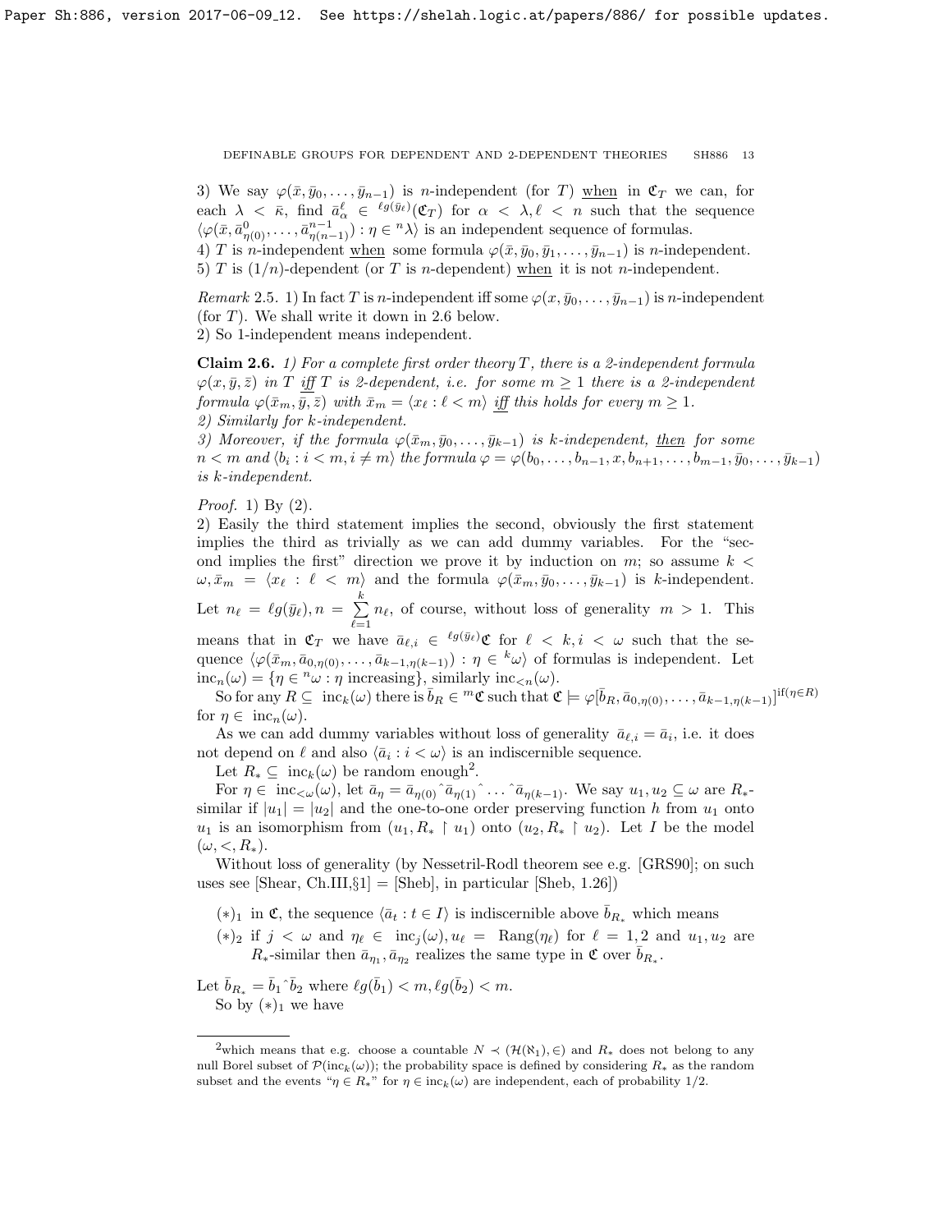3) We say $\varphi(\bar{x}, \bar{y}_0, \ldots, \bar{y}_{n-1})$ is $n$-independent (for $T$) <u>when</u> in $\mathfrak{C}_T$ we can, for each $\lambda < \bar{\kappa}$, find $\bar{a}^\ell_\alpha \in {}^{\ell g(\bar{y}_\ell)}(\mathfrak{C}_T)$ for $\alpha < \lambda, \ell < n$ such that the sequence $\langle \varphi(\bar{x}, \bar{a}^0_{\eta(0)}, \ldots, \bar{a}^{n-1}_{\eta(n-1)}) : \eta \in {}^n\lambda \rangle$ is an independent sequence of formulas.
4) $T$ is $n$-independent <u>when</u> some formula $\varphi(\bar{x}, \bar{y}_0, \bar{y}_1, \ldots, \bar{y}_{n-1})$ is $n$-independent.
5) $T$ is $(1/n)$-dependent (or $T$ is $n$-dependent) <u>when</u> it is not $n$-independent.

*Remark* 2.5. 1) In fact $T$ is $n$-independent iff some $\varphi(x, \bar{y}_0, \ldots, \bar{y}_{n-1})$ is $n$-independent (for $T$). We shall write it down in 2.6 below.
2) So 1-independent means independent.

**Claim 2.6.** *1) For a complete first order theory $T$, there is a 2-independent formula $\varphi(x, \bar{y}, \bar{z})$ in $T$ <u>iff</u> $T$ is 2-dependent, i.e. for some $m \geq 1$ there is a 2-independent formula $\varphi(\bar{x}_m, \bar{y}, \bar{z})$ with $\bar{x}_m = \langle x_\ell : \ell < m \rangle$ <u>iff</u> this holds for every $m \geq 1$.*
*2) Similarly for $k$-independent.*
*3) Moreover, if the formula $\varphi(\bar{x}_m, \bar{y}_0, \ldots, \bar{y}_{k-1})$ is $k$-independent, <u>then</u> for some $n < m$ and $\langle b_i : i < m, i \neq m \rangle$ the formula $\varphi = \varphi(b_0, \ldots, b_{n-1}, x, b_{n+1}, \ldots, b_{m-1}, \bar{y}_0, \ldots, \bar{y}_{k-1})$ is $k$-independent.*

*Proof.* 1) By (2).
2) Easily the third statement implies the second, obviously the first statement implies the third as trivially as we can add dummy variables. For the "second implies the first" direction we prove it by induction on $m$; so assume $k < \omega, \bar{x}_m = \langle x_\ell : \ell < m \rangle$ and the formula $\varphi(\bar{x}_m, \bar{y}_0, \ldots, \bar{y}_{k-1})$ is $k$-independent. Let $n_\ell = \ell g(\bar{y}_\ell), n = \sum_{\ell=1}^{k} n_\ell$, of course, without loss of generality $m > 1$. This means that in $\mathfrak{C}_T$ we have $\bar{a}_{\ell,i} \in {}^{\ell g(\bar{y}_\ell)}\mathfrak{C}$ for $\ell < k, i < \omega$ such that the sequence $\langle \varphi(\bar{x}_m, \bar{a}_{0,\eta(0)}, \ldots, \bar{a}_{k-1,\eta(k-1)}) : \eta \in {}^k\omega \rangle$ of formulas is independent. Let $\text{inc}_n(\omega) = \{\eta \in {}^n\omega : \eta \text{ increasing}\}$, similarly $\text{inc}_{<n}(\omega)$.

So for any $R \subseteq \text{inc}_k(\omega)$ there is $\bar{b}_R \in {}^m\mathfrak{C}$ such that $\mathfrak{C} \models \varphi[\bar{b}_R, \bar{a}_{0,\eta(0)}, \ldots, \bar{a}_{k-1,\eta(k-1)}]^{\text{if}(\eta \in R)}$ for $\eta \in \text{inc}_n(\omega)$.

As we can add dummy variables without loss of generality $\bar{a}_{\ell,i} = \bar{a}_i$, i.e. it does not depend on $\ell$ and also $\langle \bar{a}_i : i < \omega \rangle$ is an indiscernible sequence.

Let $R_* \subseteq \text{inc}_k(\omega)$ be random enough[2].

For $\eta \in \text{inc}_{<\omega}(\omega)$, let $\bar{a}_\eta = \bar{a}_{\eta(0)} \hat{\ } \bar{a}_{\eta(1)} \hat{\ } \ldots \hat{\ } \bar{a}_{\eta(k-1)}$. We say $u_1, u_2 \subseteq \omega$ are $R_*$-similar if $|u_1| = |u_2|$ and the one-to-one order preserving function $h$ from $u_1$ onto $u_1$ is an isomorphism from $(u_1, R_* \restriction u_1)$ onto $(u_2, R_* \restriction u_2)$. Let $I$ be the model $(\omega, <, R_*)$.

Without loss of generality (by Nessetril-Rodl theorem see e.g. [GRS90]; on such uses see [Shear, Ch.III,§1] = [Sheb], in particular [Sheb, 1.26])

- $(*)_1$ in $\mathfrak{C}$, the sequence $\langle \bar{a}_t : t \in I \rangle$ is indiscernible above $\bar{b}_{R_*}$ which means
- $(*)_2$ if $j < \omega$ and $\eta_\ell \in \text{inc}_j(\omega), u_\ell = \text{Rang}(\eta_\ell)$ for $\ell = 1, 2$ and $u_1, u_2$ are $R_*$-similar then $\bar{a}_{\eta_1}, \bar{a}_{\eta_2}$ realizes the same type in $\mathfrak{C}$ over $\bar{b}_{R_*}$.

Let $\bar{b}_{R_*} = \bar{b}_1 \hat{\ } \bar{b}_2$ where $\ell g(\bar{b}_1) < m, \ell g(\bar{b}_2) < m$.

So by $(*)_1$ we have

---

[2] which means that e.g. choose a countable $N \prec (\mathcal{H}(\aleph_1), \in)$ and $R_*$ does not belong to any null Borel subset of $\mathcal{P}(\text{inc}_k(\omega))$; the probability space is defined by considering $R_*$ as the random subset and the events "$\eta \in R_*$" for $\eta \in \text{inc}_k(\omega)$ are independent, each of probability 1/2.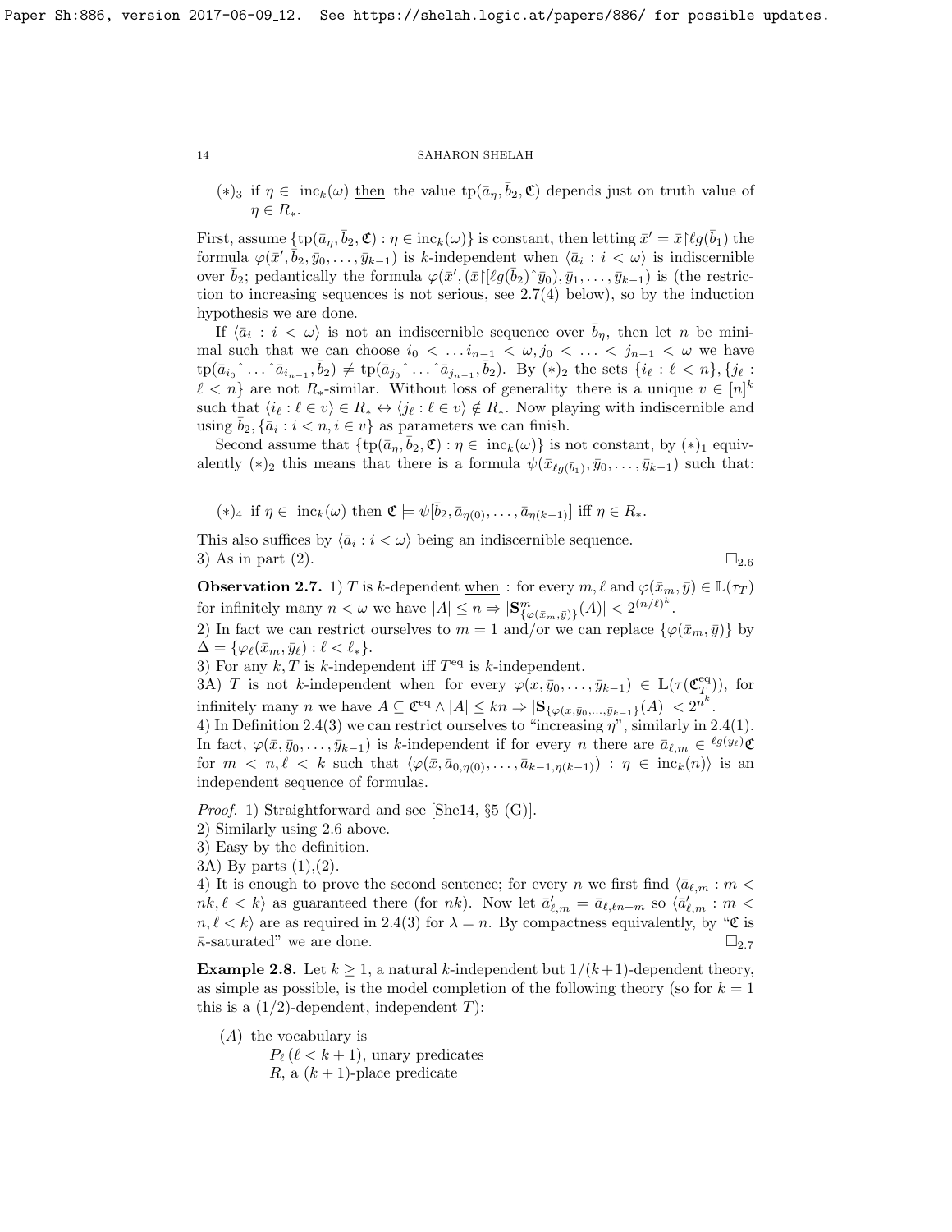$(*)_3$ if $\eta \in \text{ inc}_k(\omega)$ then the value $\text{tp}(\bar a_\eta, \bar b_2, \mathfrak{C})$ depends just on truth value of $\eta \in R_*$.

First, assume $\{\text{tp}(\bar a_\eta, \bar b_2, \mathfrak{C}) : \eta \in \text{inc}_k(\omega)\}$ is constant, then letting $\bar x' = \bar x {\restriction} \ell g(\bar b_1)$ the formula $\varphi(\bar x', \bar b_2, \bar y_0, \ldots, \bar y_{k-1})$ is $k$-independent when $\langle \bar a_i : i < \omega\rangle$ is indiscernible over $\bar b_2$; pedantically the formula $\varphi(\bar x', (\bar x {\restriction} [\ell g(\bar b_2)\hat{\ }\bar y_0), \bar y_1, \ldots, \bar y_{k-1})$ is (the restriction to increasing sequences is not serious, see 2.7(4) below), so by the induction hypothesis we are done.

If $\langle \bar a_i : i < \omega\rangle$ is not an indiscernible sequence over $\bar b_\eta$, then let $n$ be minimal such that we can choose $i_0 < \ldots i_{n-1} < \omega, j_0 < \ldots < j_{n-1} < \omega$ we have $\text{tp}(\bar a_{i_0}\hat{\ } \ldots \hat{\ }\bar a_{i_{n-1}}, \bar b_2) \neq \text{tp}(\bar a_{j_0}\hat{\ } \ldots \hat{\ }\bar a_{j_{n-1}}, \bar b_2)$. By $(*)_2$ the sets $\{i_\ell : \ell < n\}, \{j_\ell : \ell < n\}$ are not $R_*$-similar. Without loss of generality there is a unique $v \in [n]^k$ such that $\langle i_\ell : \ell \in v\rangle \in R_* \leftrightarrow \langle j_\ell : \ell \in v\rangle \notin R_*$. Now playing with indiscernible and using $\bar b_2, \{\bar a_i : i < n, i \in v\}$ as parameters we can finish.

Second assume that $\{\text{tp}(\bar a_\eta, \bar b_2, \mathfrak{C}) : \eta \in \text{ inc}_k(\omega)\}$ is not constant, by $(*)_1$ equivalently $(*)_2$ this means that there is a formula $\psi(\bar x_{\ell g(\bar b_1)}, \bar y_0, \ldots, \bar y_{k-1})$ such that:

$(*)_4$ if $\eta \in \text{ inc}_k(\omega)$ then $\mathfrak{C} \models \psi[\bar b_2, \bar a_{\eta(0)}, \ldots, \bar a_{\eta(k-1)}]$ iff $\eta \in R_*$.

This also suffices by $\langle \bar a_i : i < \omega\rangle$ being an indiscernible sequence.

3) As in part (2). $\square_{2.6}$

**Observation 2.7.** 1) $T$ is $k$-dependent when : for every $m, \ell$ and $\varphi(\bar x_m, \bar y) \in \mathbb{L}(\tau_T)$ for infinitely many $n < \omega$ we have $|A| \le n \Rightarrow |\mathbf{S}^m_{\{\varphi(\bar x_m, \bar y)\}}(A)| < 2^{(n/\ell)^k}$.

2) In fact we can restrict ourselves to $m = 1$ and/or we can replace $\{\varphi(\bar x_m, \bar y)\}$ by $\Delta = \{\varphi_\ell(\bar x_m, \bar y_\ell) : \ell < \ell_*\}$.

3) For any $k, T$ is $k$-independent iff $T^{\text{eq}}$ is $k$-independent.

3A) $T$ is not $k$-independent when for every $\varphi(x, \bar y_0, \ldots, \bar y_{k-1}) \in \mathbb{L}(\tau(\mathfrak{C}^{\text{eq}}_T))$, for infinitely many $n$ we have $A \subseteq \mathfrak{C}^{\text{eq}} \wedge |A| \le kn \Rightarrow |\mathbf{S}_{\{\varphi(x, \bar y_0, \ldots, \bar y_{k-1}\}}(A)| < 2^{n^k}$.

4) In Definition 2.4(3) we can restrict ourselves to "increasing $\eta$", similarly in 2.4(1). In fact, $\varphi(\bar x, \bar y_0, \ldots, \bar y_{k-1})$ is $k$-independent if for every $n$ there are $\bar a_{\ell,m} \in {}^{\ell g(\bar y_\ell)}\mathfrak{C}$ for $m < n, \ell < k$ such that $\langle \varphi(\bar x, \bar a_{0,\eta(0)}, \ldots, \bar a_{k-1,\eta(k-1)}) : \eta \in \text{ inc}_k(n)\rangle$ is an independent sequence of formulas.

*Proof.* 1) Straightforward and see [She14, §5 (G)].

2) Similarly using 2.6 above.

3) Easy by the definition.

3A) By parts (1),(2).

4) It is enough to prove the second sentence; for every $n$ we first find $\langle \bar a_{\ell,m} : m < nk, \ell < k\rangle$ as guaranteed there (for $nk$). Now let $\bar a'_{\ell,m} = \bar a_{\ell,\ell n+m}$ so $\langle \bar a'_{\ell,m} : m < n, \ell < k\rangle$ are as required in 2.4(3) for $\lambda = n$. By compactness equivalently, by "$\mathfrak{C}$ is $\bar\kappa$-saturated" we are done. $\square_{2.7}$

**Example 2.8.** Let $k \ge 1$, a natural $k$-independent but $1/(k+1)$-dependent theory, as simple as possible, is the model completion of the following theory (so for $k = 1$ this is a $(1/2)$-dependent, independent $T$):

(A) the vocabulary is
  - $P_\ell$ $(\ell < k+1)$, unary predicates
  - $R$, a $(k+1)$-place predicate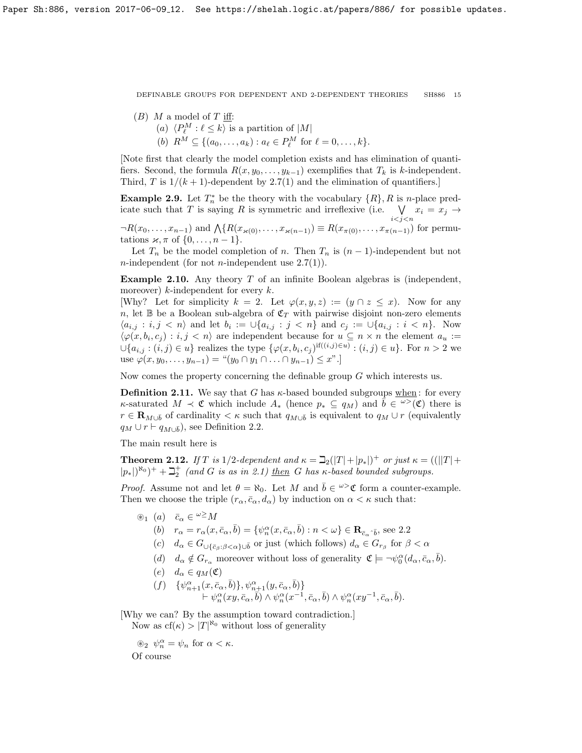(B) $M$ a model of $T$ iff:

(a) $\langle P^M_\ell : \ell \le k\rangle$ is a partition of $|M|$

(b) $R^M \subseteq \{(a_0,\dots,a_k) : a_\ell \in P^M_\ell$ for $\ell = 0,\dots,k\}$.

[Note first that clearly the model completion exists and has elimination of quantifiers. Second, the formula $R(x, y_0, \dots, y_{k-1})$ exemplifies that $T_k$ is $k$-independent. Third, $T$ is $1/(k+1)$-dependent by 2.7(1) and the elimination of quantifiers.]

**Example 2.9.** Let $T^*_n$ be the theory with the vocabulary $\{R\}, R$ is $n$-place predicate such that $T$ is saying $R$ is symmetric and irreflexive (i.e. $\bigvee_{i<j<n} x_i = x_j \to \neg R(x_0,\dots,x_{n-1})$ and $\bigwedge\{R(x_{\varkappa(0)},\dots,x_{\varkappa(n-1)}) \equiv R(x_{\pi(0)},\dots,x_{\pi(n-1)})$ for permutations $\varkappa, \pi$ of $\{0,\dots,n-1\}$.

Let $T_n$ be the model completion of $n$. Then $T_n$ is $(n-1)$-independent but not $n$-independent (for not $n$-independent use 2.7(1)).

**Example 2.10.** Any theory $T$ of an infinite Boolean algebras is (independent, moreover) $k$-independent for every $k$.

[Why? Let for simplicity $k=2$. Let $\varphi(x,y,z) := (y \cap z \le x)$. Now for any $n$, let $\mathbb{B}$ be a Boolean sub-algebra of $\mathfrak{C}_T$ with pairwise disjoint non-zero elements $\langle a_{i,j} : i,j < n\rangle$ and let $b_i := \cup\{a_{i,j} : j < n\}$ and $c_j := \cup\{a_{i,j} : i < n\}$. Now $\langle \varphi(x, b_i, c_j) : i,j < n\rangle$ are independent because for $u \subseteq n \times n$ the element $a_u := \cup\{a_{i,j} : (i,j) \in u\}$ realizes the type $\{\varphi(x,b_i,c_j)^{\text{if}((i,j)\in u)} : (i,j) \in u\}$. For $n > 2$ we use $\varphi(x, y_0, \dots, y_{n-1}) =$ "$(y_0 \cap y_1 \cap \dots \cap y_{n-1}) \le x$".]

Now comes the property concerning the definable group $G$ which interests us.

**Definition 2.11.** We say that $G$ has $\kappa$-based bounded subgroups when: for every $\kappa$-saturated $M \prec \mathfrak{C}$ which include $A_*$ (hence $p_* \subseteq q_M$) and $\bar b \in {}^{\omega>}(\mathfrak{C})$ there is $r \in \mathbf{R}_{M\cup\bar b}$ of cardinality $< \kappa$ such that $q_{M\cup\bar b}$ is equivalent to $q_M \cup r$ (equivalently $q_M \cup r \vdash q_{M\cup\bar b}$), see Definition 2.2.

The main result here is

**Theorem 2.12.** *If $T$ is $1/2$-dependent and $\kappa = \beth_2(|T| + |p_*|)^+$ or just $\kappa = ((||T| + |p_*|)^{\aleph_0})^+ + \beth_2^+$ (and $G$ is as in 2.1) then $G$ has $\kappa$-based bounded subgroups.*

*Proof.* Assume not and let $\theta = \aleph_0$. Let $M$ and $\bar b \in {}^{\omega>}\mathfrak{C}$ form a counter-example. Then we choose the triple $(r_\alpha, \bar c_\alpha, d_\alpha)$ by induction on $\alpha < \kappa$ such that:

$\circledast_1$ (a) $\bar c_\alpha \in {}^{\omega\ge}M$

(b) $r_\alpha = r_\alpha(x, \bar c_\alpha, \bar b) = \{\psi^\alpha_n(x, \bar c_\alpha, \bar b) : n < \omega\} \in \mathbf{R}_{\bar c_\alpha \char`\^ \bar b}$, see 2.2

(c) $d_\alpha \in G_{\cup\{\bar c_\beta:\beta<\alpha\}\cup\bar b}$ or just (which follows) $d_\alpha \in G_{r_\beta}$ for $\beta < \alpha$

(d) $d_\alpha \notin G_{r_\alpha}$ moreover without loss of generality $\mathfrak{C} \models \neg\psi^\alpha_0(d_\alpha, \bar c_\alpha, \bar b)$.

(e) $d_\alpha \in q_M(\mathfrak{C})$

(f) $\{\psi^\alpha_{n+1}(x, \bar c_\alpha, \bar b)\}, \psi^\alpha_{n+1}(y, \bar c_\alpha, \bar b)\}$
$\vdash \psi^\alpha_n(xy, \bar c_\alpha, \bar b) \wedge \psi^\alpha_n(x^{-1}, \bar c_\alpha, \bar b) \wedge \psi^\alpha_n(xy^{-1}, \bar c_\alpha, \bar b)$.

[Why we can? By the assumption toward contradiction.]

Now as $\text{cf}(\kappa) > |T|^{\aleph_0}$ without loss of generality

$\circledast_2$ $\psi^\alpha_n = \psi_n$ for $\alpha < \kappa$.

Of course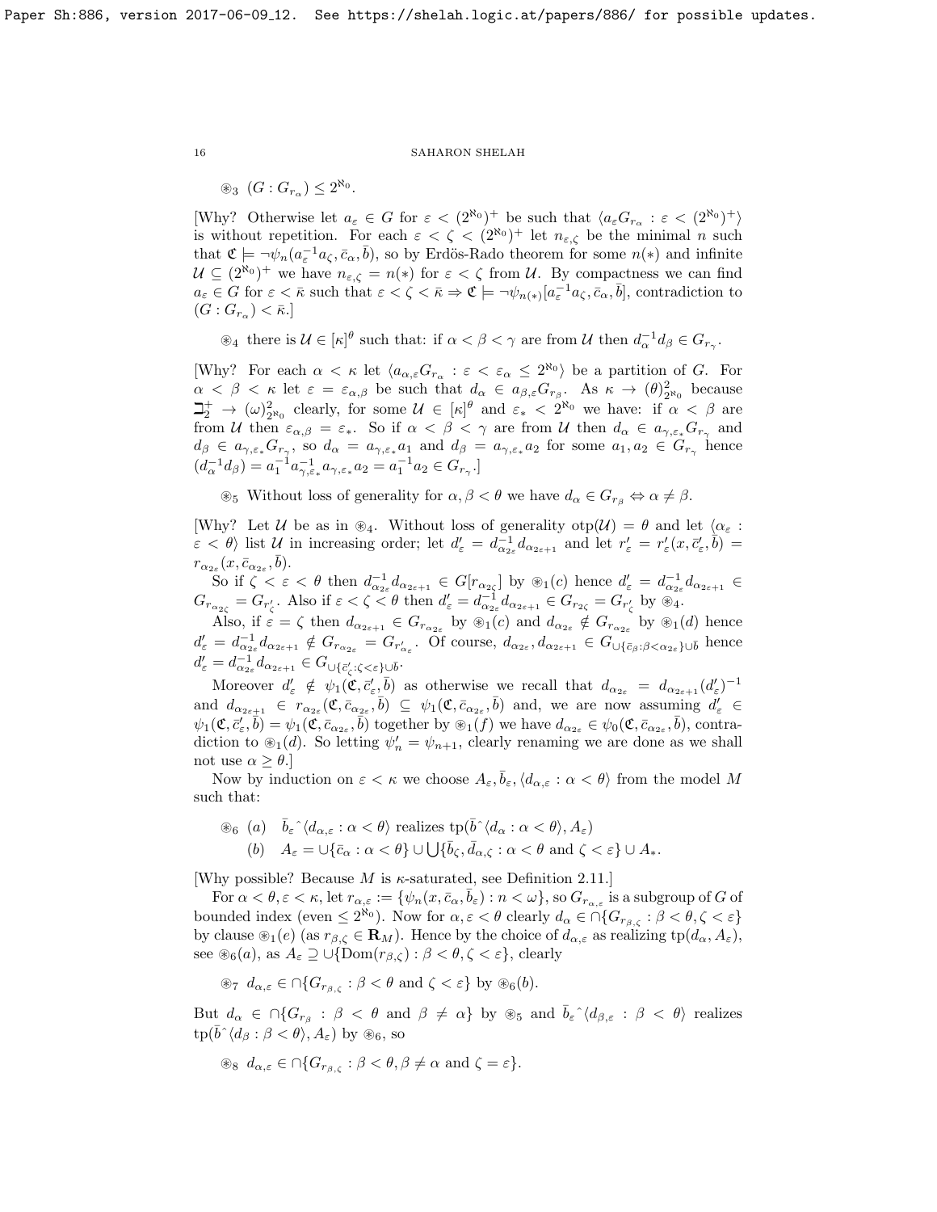$\circledast_3$ $(G : G_{r_\alpha}) \leq 2^{\aleph_0}$.

[Why? Otherwise let $a_\varepsilon \in G$ for $\varepsilon < (2^{\aleph_0})^+$ be such that $\langle a_\varepsilon G_{r_\alpha} : \varepsilon < (2^{\aleph_0})^+\rangle$ is without repetition. For each $\varepsilon < \zeta < (2^{\aleph_0})^+$ let $n_{\varepsilon,\zeta}$ be the minimal $n$ such that $\mathfrak{C} \models \neg\psi_n(a_\varepsilon^{-1}a_\zeta, \bar{c}_\alpha, \bar{b})$, so by Erdös-Rado theorem for some $n(*)$ and infinite $\mathcal{U} \subseteq (2^{\aleph_0})^+$ we have $n_{\varepsilon,\zeta} = n(*)$ for $\varepsilon < \zeta$ from $\mathcal{U}$. By compactness we can find $a_\varepsilon \in G$ for $\varepsilon < \bar{\kappa}$ such that $\varepsilon < \zeta < \bar{\kappa} \Rightarrow \mathfrak{C} \models \neg\psi_{n(*)}[a_\varepsilon^{-1}a_\zeta, \bar{c}_\alpha, \bar{b}]$, contradiction to $(G : G_{r_\alpha}) < \bar{\kappa}$.]

$\circledast_4$ there is $\mathcal{U} \in [\kappa]^\theta$ such that: if $\alpha < \beta < \gamma$ are from $\mathcal{U}$ then $d_\alpha^{-1}d_\beta \in G_{r_\gamma}$.

[Why? For each $\alpha < \kappa$ let $\langle a_{\alpha,\varepsilon}G_{r_\alpha} : \varepsilon < \varepsilon_\alpha \leq 2^{\aleph_0}\rangle$ be a partition of $G$. For $\alpha < \beta < \kappa$ let $\varepsilon = \varepsilon_{\alpha,\beta}$ be such that $d_\alpha \in a_{\beta,\varepsilon}G_{r_\beta}$. As $\kappa \rightarrow (\theta)^2_{2^{\aleph_0}}$ because $\beth_2^+ \rightarrow (\omega)^2_{2^{\aleph_0}}$ clearly, for some $\mathcal{U} \in [\kappa]^\theta$ and $\varepsilon_* < 2^{\aleph_0}$ we have: if $\alpha < \beta$ are from $\mathcal{U}$ then $\varepsilon_{\alpha,\beta} = \varepsilon_*$. So if $\alpha < \beta < \gamma$ are from $\mathcal{U}$ then $d_\alpha \in a_{\gamma,\varepsilon_*}G_{r_\gamma}$ and $d_\beta \in a_{\gamma,\varepsilon_*}G_{r_\gamma}$, so $d_\alpha = a_{\gamma,\varepsilon_*}a_1$ and $d_\beta = a_{\gamma,\varepsilon_*}a_2$ for some $a_1, a_2 \in G_{r_\gamma}$ hence $(d_\alpha^{-1}d_\beta) = a_1^{-1}a_{\gamma,\varepsilon_*}^{-1}a_{\gamma,\varepsilon_*}a_2 = a_1^{-1}a_2 \in G_{r_\gamma}$.]

$\circledast_5$ Without loss of generality for $\alpha, \beta < \theta$ we have $d_\alpha \in G_{r_\beta} \Leftrightarrow \alpha \neq \beta$.

[Why? Let $\mathcal{U}$ be as in $\circledast_4$. Without loss of generality $\text{otp}(\mathcal{U}) = \theta$ and let $\langle \alpha_\varepsilon : \varepsilon < \theta\rangle$ list $\mathcal{U}$ in increasing order; let $d'_\varepsilon = d_{\alpha_{2\varepsilon}}^{-1}d_{\alpha_{2\varepsilon+1}}$ and let $r'_\varepsilon = r'_\varepsilon(x, \bar{c}'_\varepsilon, \bar{b}) = r_{\alpha_{2\varepsilon}}(x, \bar{c}_{\alpha_{2\varepsilon}}, \bar{b})$.

So if $\zeta < \varepsilon < \theta$ then $d_{\alpha_{2\varepsilon}}^{-1}d_{\alpha_{2\varepsilon+1}} \in G[r_{\alpha_{2\zeta}}]$ by $\circledast_1(c)$ hence $d'_\varepsilon = d_{\alpha_{2\varepsilon}}^{-1}d_{\alpha_{2\varepsilon+1}} \in G_{r_{\alpha_{2\zeta}}} = G_{r'_\zeta}$. Also if $\varepsilon < \zeta < \theta$ then $d'_\varepsilon = d_{\alpha_{2\varepsilon}}^{-1}d_{\alpha_{2\varepsilon+1}} \in G_{r_{2\zeta}} = G_{r'_\zeta}$ by $\circledast_4$.

Also, if $\varepsilon = \zeta$ then $d_{\alpha_{2\varepsilon+1}} \in G_{r_{\alpha_{2\varepsilon}}}$ by $\circledast_1(c)$ and $d_{\alpha_{2\varepsilon}} \notin G_{r_{\alpha_{2\varepsilon}}}$ by $\circledast_1(d)$ hence $d'_\varepsilon = d_{\alpha_{2\varepsilon}}^{-1}d_{\alpha_{2\varepsilon+1}} \notin G_{r_{\alpha_{2\varepsilon}}} = G_{r'_\varepsilon}$. Of course, $d_{\alpha_{2\varepsilon}}, d_{\alpha_{2\varepsilon+1}} \in G_{\cup\{\bar{c}_\beta:\beta<\alpha_{2\varepsilon}\}\cup\bar{b}}$ hence $d'_\varepsilon = d_{\alpha_{2\varepsilon}}^{-1}d_{\alpha_{2\varepsilon+1}} \in G_{\cup\{\bar{c}'_\zeta:\zeta<\varepsilon\}\cup\bar{b}}$.

Moreover $d'_\varepsilon \notin \psi_1(\mathfrak{C}, \bar{c}'_\varepsilon, \bar{b})$ as otherwise we recall that $d_{\alpha_{2\varepsilon}} = d_{\alpha_{2\varepsilon+1}}(d'_\varepsilon)^{-1}$ and $d_{\alpha_{2\varepsilon+1}} \in r_{\alpha_{2\varepsilon}}(\mathfrak{C}, \bar{c}_{\alpha_{2\varepsilon}}, \bar{b}) \subseteq \psi_1(\mathfrak{C}, \bar{c}_{\alpha_{2\varepsilon}}, \bar{b})$ and, we are now assuming $d'_\varepsilon \in \psi_1(\mathfrak{C}, \bar{c}'_\varepsilon, \bar{b}) = \psi_1(\mathfrak{C}, \bar{c}_{\alpha_{2\varepsilon}}, \bar{b})$ together by $\circledast_1(f)$ we have $d_{\alpha_{2\varepsilon}} \in \psi_0(\mathfrak{C}, \bar{c}_{\alpha_{2\varepsilon}}, \bar{b})$, contradiction to $\circledast_1(d)$. So letting $\psi'_n = \psi_{n+1}$, clearly renaming we are done as we shall not use $\alpha \geq \theta$.]

Now by induction on $\varepsilon < \kappa$ we choose $A_\varepsilon, \bar{b}_\varepsilon, \langle d_{\alpha,\varepsilon} : \alpha < \theta\rangle$ from the model $M$ such that:

$\circledast_6$ (a) $\bar{b}_\varepsilon{}^\frown\langle d_{\alpha,\varepsilon} : \alpha < \theta\rangle$ realizes $\text{tp}(\bar{b}{}^\frown\langle d_\alpha : \alpha < \theta\rangle, A_\varepsilon)$

(b) $A_\varepsilon = \cup\{\bar{c}_\alpha : \alpha < \theta\} \cup \bigcup\{\bar{b}_\zeta, \bar{d}_{\alpha,\zeta} : \alpha < \theta \text{ and } \zeta < \varepsilon\} \cup A_*$.

[Why possible? Because $M$ is $\kappa$-saturated, see Definition 2.11.]

For $\alpha < \theta, \varepsilon < \kappa$, let $r_{\alpha,\varepsilon} := \{\psi_n(x, \bar{c}_\alpha, \bar{b}_\varepsilon) : n < \omega\}$, so $G_{r_{\alpha,\varepsilon}}$ is a subgroup of $G$ of bounded index (even $\leq 2^{\aleph_0}$). Now for $\alpha, \varepsilon < \theta$ clearly $d_\alpha \in \cap\{G_{r_{\beta,\zeta}} : \beta < \theta, \zeta < \varepsilon\}$ by clause $\circledast_1(e)$ (as $r_{\beta,\zeta} \in \mathbf{R}_M$). Hence by the choice of $d_{\alpha,\varepsilon}$ as realizing $\text{tp}(d_\alpha, A_\varepsilon)$, see $\circledast_6(a)$, as $A_\varepsilon \supseteq \cup\{\text{Dom}(r_{\beta,\zeta}) : \beta < \theta, \zeta < \varepsilon\}$, clearly

$\circledast_7$ $d_{\alpha,\varepsilon} \in \cap\{G_{r_{\beta,\zeta}} : \beta < \theta \text{ and } \zeta < \varepsilon\}$ by $\circledast_6(b)$.

But $d_\alpha \in \cap\{G_{r_\beta} : \beta < \theta \text{ and } \beta \neq \alpha\}$ by $\circledast_5$ and $\bar{b}_\varepsilon{}^\frown\langle d_{\beta,\varepsilon} : \beta < \theta\rangle$ realizes $\text{tp}(\bar{b}{}^\frown\langle d_\beta : \beta < \theta\rangle, A_\varepsilon)$ by $\circledast_6$, so

$\circledast_8$ $d_{\alpha,\varepsilon} \in \cap\{G_{r_{\beta,\zeta}} : \beta < \theta, \beta \neq \alpha \text{ and } \zeta = \varepsilon\}$.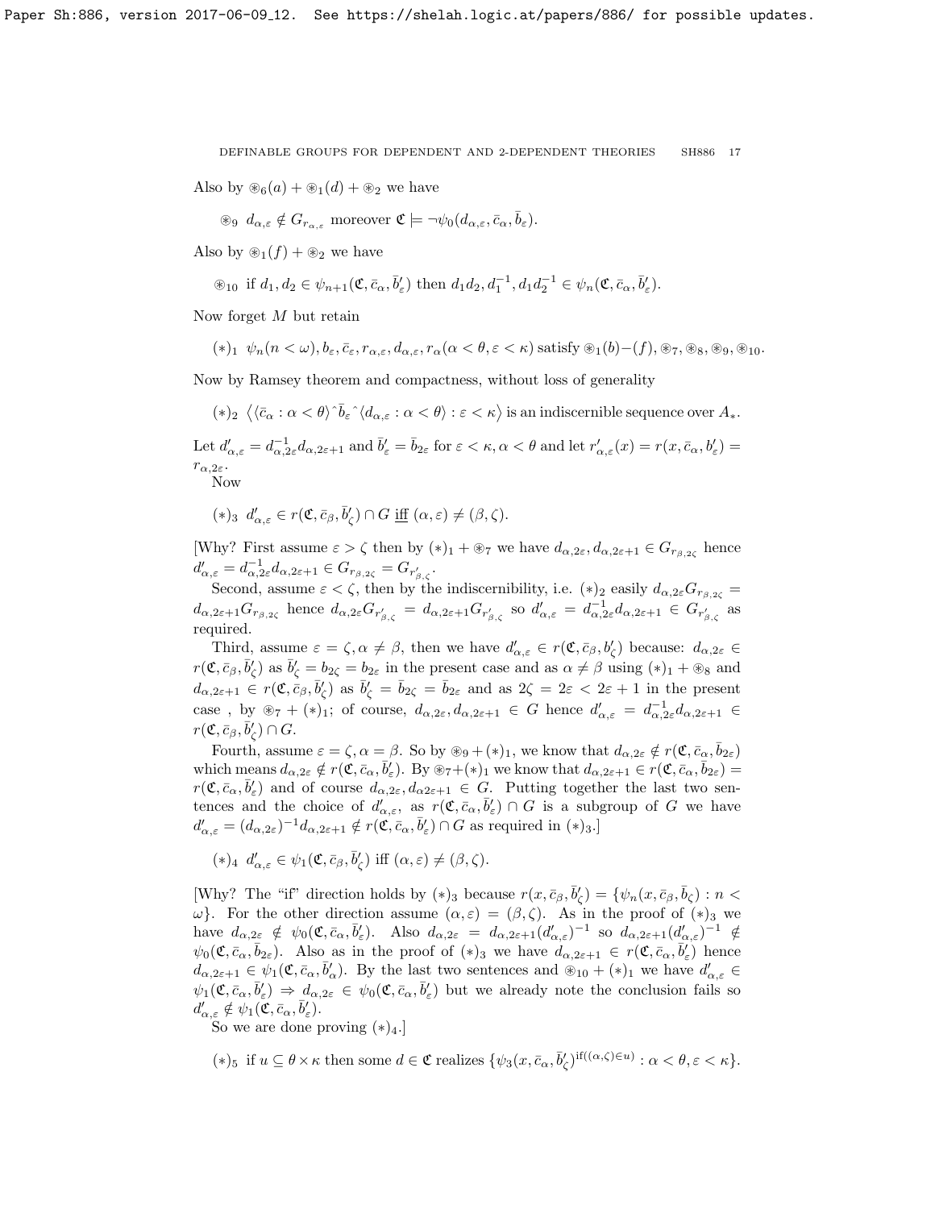Also by $\circledast_6(a) + \circledast_1(d) + \circledast_2$ we have

$\circledast_9$ $d_{\alpha,\varepsilon} \notin G_{r_{\alpha,\varepsilon}}$ moreover $\mathfrak{C} \models \neg\psi_0(d_{\alpha,\varepsilon}, \bar{c}_\alpha, \bar{b}_\varepsilon)$.

Also by $\circledast_1(f) + \circledast_2$ we have

$\circledast_{10}$ if $d_1, d_2 \in \psi_{n+1}(\mathfrak{C}, \bar{c}_\alpha, \bar{b}'_\varepsilon)$ then $d_1 d_2, d_1^{-1}, d_1 d_2^{-1} \in \psi_n(\mathfrak{C}, \bar{c}_\alpha, \bar{b}'_\varepsilon)$.

Now forget $M$ but retain

$(*)_1$ $\psi_n(n < \omega), b_\varepsilon, \bar{c}_\varepsilon, r_{\alpha,\varepsilon}, d_{\alpha,\varepsilon}, r_\alpha(\alpha < \theta, \varepsilon < \kappa)$ satisfy $\circledast_1(b)$–$(f), \circledast_7, \circledast_8, \circledast_9, \circledast_{10}$.

Now by Ramsey theorem and compactness, without loss of generality

$(*)_2$ $\langle \langle \bar{c}_\alpha : \alpha < \theta \rangle \hat{\ } \bar{b}_\varepsilon \hat{\ } \langle d_{\alpha,\varepsilon} : \alpha < \theta \rangle : \varepsilon < \kappa \rangle$ is an indiscernible sequence over $A_*$.

Let $d'_{\alpha,\varepsilon} = d^{-1}_{\alpha,2\varepsilon} d_{\alpha,2\varepsilon+1}$ and $\bar{b}'_\varepsilon = \bar{b}_{2\varepsilon}$ for $\varepsilon < \kappa, \alpha < \theta$ and let $r'_{\alpha,\varepsilon}(x) = r(x, \bar{c}_\alpha, b'_\varepsilon) = r_{\alpha,2\varepsilon}$.

Now

$(*)_3$ $d'_{\alpha,\varepsilon} \in r(\mathfrak{C}, \bar{c}_\beta, \bar{b}'_\zeta) \cap G$ iff $(\alpha, \varepsilon) \neq (\beta, \zeta)$.

[Why? First assume $\varepsilon > \zeta$ then by $(*)_1 + \circledast_7$ we have $d_{\alpha,2\varepsilon}, d_{\alpha,2\varepsilon+1} \in G_{r_{\beta,2\zeta}}$ hence $d'_{\alpha,\varepsilon} = d^{-1}_{\alpha,2\varepsilon} d_{\alpha,2\varepsilon+1} \in G_{r_{\beta,2\zeta}} = G_{r'_{\beta,\zeta}}$.

Second, assume $\varepsilon < \zeta$, then by the indiscernibility, i.e. $(*)_2$ easily $d_{\alpha,2\varepsilon} G_{r_{\beta,2\zeta}} = d_{\alpha,2\varepsilon+1} G_{r_{\beta,2\zeta}}$ hence $d_{\alpha,2\varepsilon} G_{r'_{\beta,\zeta}} = d_{\alpha,2\varepsilon+1} G_{r'_{\beta,\zeta}}$ so $d'_{\alpha,\varepsilon} = d^{-1}_{\alpha,2\varepsilon} d_{\alpha,2\varepsilon+1} \in G_{r'_{\beta,\zeta}}$ as required.

Third, assume $\varepsilon = \zeta, \alpha \neq \beta$, then we have $d'_{\alpha,\varepsilon} \in r(\mathfrak{C}, \bar{c}_\beta, b'_\zeta)$ because: $d_{\alpha,2\varepsilon} \in r(\mathfrak{C}, \bar{c}_\beta, \bar{b}'_\zeta)$ as $\bar{b}'_\zeta = b_{2\zeta} = b_{2\varepsilon}$ in the present case and as $\alpha \neq \beta$ using $(*)_1 + \circledast_8$ and $d_{\alpha,2\varepsilon+1} \in r(\mathfrak{C}, \bar{c}_\beta, \bar{b}'_\zeta)$ as $\bar{b}'_\zeta = \bar{b}_{2\zeta} = \bar{b}_{2\varepsilon}$ and as $2\zeta = 2\varepsilon < 2\varepsilon + 1$ in the present case, by $\circledast_7 + (*)_1$; of course, $d_{\alpha,2\varepsilon}, d_{\alpha,2\varepsilon+1} \in G$ hence $d'_{\alpha,\varepsilon} = d^{-1}_{\alpha,2\varepsilon} d_{\alpha,2\varepsilon+1} \in r(\mathfrak{C}, \bar{c}_\beta, \bar{b}'_\zeta) \cap G$.

Fourth, assume $\varepsilon = \zeta, \alpha = \beta$. So by $\circledast_9 + (*)_1$, we know that $d_{\alpha,2\varepsilon} \notin r(\mathfrak{C}, \bar{c}_\alpha, \bar{b}_{2\varepsilon})$ which means $d_{\alpha,2\varepsilon} \notin r(\mathfrak{C}, \bar{c}_\alpha, \bar{b}'_\varepsilon)$. By $\circledast_7 + (*)_1$ we know that $d_{\alpha,2\varepsilon+1} \in r(\mathfrak{C}, \bar{c}_\alpha, \bar{b}_{2\varepsilon}) = r(\mathfrak{C}, \bar{c}_\alpha, \bar{b}'_\varepsilon)$ and of course $d_{\alpha,2\varepsilon}, d_{\alpha 2\varepsilon+1} \in G$. Putting together the last two sentences and the choice of $d'_{\alpha,\varepsilon}$, as $r(\mathfrak{C}, \bar{c}_\alpha, \bar{b}'_\varepsilon) \cap G$ is a subgroup of $G$ we have $d'_{\alpha,\varepsilon} = (d_{\alpha,2\varepsilon})^{-1} d_{\alpha,2\varepsilon+1} \notin r(\mathfrak{C}, \bar{c}_\alpha, \bar{b}'_\varepsilon) \cap G$ as required in $(*)_3$.]

$(*)_4$ $d'_{\alpha,\varepsilon} \in \psi_1(\mathfrak{C}, \bar{c}_\beta, \bar{b}'_\zeta)$ iff $(\alpha, \varepsilon) \neq (\beta, \zeta)$.

[Why? The "if" direction holds by $(*)_3$ because $r(x, \bar{c}_\beta, \bar{b}'_\zeta) = \{\psi_n(x, \bar{c}_\beta, \bar{b}_\zeta) : n < \omega\}$. For the other direction assume $(\alpha, \varepsilon) = (\beta, \zeta)$. As in the proof of $(*)_3$ we have $d_{\alpha,2\varepsilon} \notin \psi_0(\mathfrak{C}, \bar{c}_\alpha, \bar{b}'_\varepsilon)$. Also $d_{\alpha,2\varepsilon} = d_{\alpha,2\varepsilon+1}(d'_{\alpha,\varepsilon})^{-1}$ so $d_{\alpha,2\varepsilon+1}(d'_{\alpha,\varepsilon})^{-1} \notin \psi_0(\mathfrak{C}, \bar{c}_\alpha, \bar{b}_{2\varepsilon})$. Also as in the proof of $(*)_3$ we have $d_{\alpha,2\varepsilon+1} \in r(\mathfrak{C}, \bar{c}_\alpha, \bar{b}'_\varepsilon)$ hence $d_{\alpha,2\varepsilon+1} \in \psi_1(\mathfrak{C}, \bar{c}_\alpha, \bar{b}'_\alpha)$. By the last two sentences and $\circledast_{10} + (*)_1$ we have $d'_{\alpha,\varepsilon} \in \psi_1(\mathfrak{C}, \bar{c}_\alpha, \bar{b}'_\varepsilon) \Rightarrow d_{\alpha,2\varepsilon} \in \psi_0(\mathfrak{C}, \bar{c}_\alpha, \bar{b}'_\varepsilon)$ but we already note the conclusion fails so $d'_{\alpha,\varepsilon} \notin \psi_1(\mathfrak{C}, \bar{c}_\alpha, \bar{b}'_\varepsilon)$.

So we are done proving $(*)_4$.]

$(*)_5$ if $u \subseteq \theta \times \kappa$ then some $d \in \mathfrak{C}$ realizes $\{\psi_3(x, \bar{c}_\alpha, \bar{b}'_\zeta)^{\text{if}((\alpha,\zeta) \in u)} : \alpha < \theta, \varepsilon < \kappa\}$.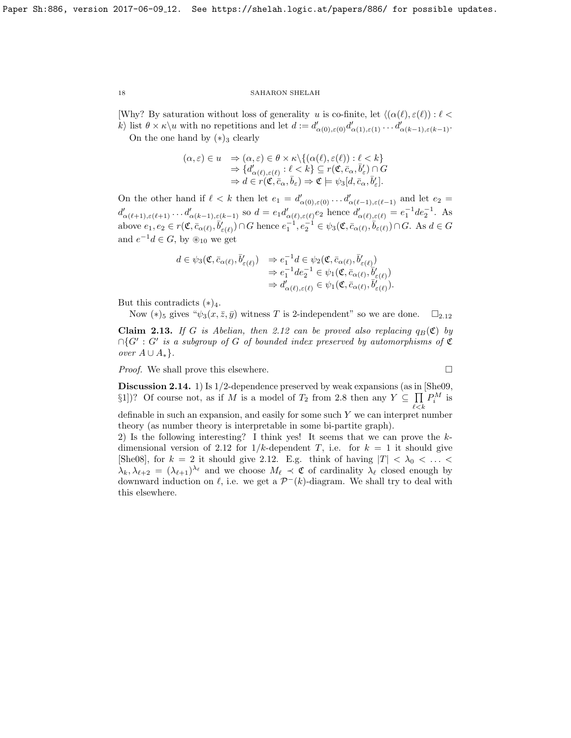[Why? By saturation without loss of generality $u$ is co-finite, let $\langle(\alpha(\ell),\varepsilon(\ell)) : \ell < k\rangle$ list $\theta \times \kappa \backslash u$ with no repetitions and let $d := d'_{\alpha(0),\varepsilon(0)} d'_{\alpha(1),\varepsilon(1)} \cdots d'_{\alpha(k-1),\varepsilon(k-1)}$.

On the one hand by $(*)_3$ clearly

$$\begin{aligned}(\alpha,\varepsilon) \in u \quad &\Rightarrow (\alpha,\varepsilon) \in \theta \times \kappa \backslash \{(\alpha(\ell),\varepsilon(\ell)) : \ell < k\} \\ &\Rightarrow \{d'_{\alpha(\ell),\varepsilon(\ell)} : \ell < k\} \subseteq r(\mathfrak{C}, \bar{c}_\alpha, \bar{b}'_\varepsilon) \cap G \\ &\Rightarrow d \in r(\mathfrak{C}, \bar{c}_\alpha, \bar{b}_\varepsilon) \Rightarrow \mathfrak{C} \models \psi_3[d, \bar{c}_\alpha, \bar{b}'_\varepsilon].\end{aligned}$$

On the other hand if $\ell < k$ then let $e_1 = d'_{\alpha(0),\varepsilon(0)} \cdots d'_{\alpha(\ell-1),\varepsilon(\ell-1)}$ and let $e_2 = d'_{\alpha(\ell+1),\varepsilon(\ell+1)} \cdots d'_{\alpha(k-1),\varepsilon(k-1)}$ so $d = e_1 d'_{\alpha(\ell),\varepsilon(\ell)} e_2$ hence $d'_{\alpha(\ell),\varepsilon(\ell)} = e_1^{-1} d e_2^{-1}$. As above $e_1, e_2 \in r(\mathfrak{C}, \bar{c}_{\alpha(\ell)}, \bar{b}'_{\varepsilon(\ell)}) \cap G$ hence $e_1^{-1}, e_2^{-1} \in \psi_3(\mathfrak{C}, \bar{c}_{\alpha(\ell)}, \bar{b}_{\varepsilon(\ell)}) \cap G$. As $d \in G$ and $e^{-1}d \in G$, by $\circledast_{10}$ we get

$$\begin{aligned}d \in \psi_3(\mathfrak{C}, \bar{c}_{\alpha(\ell)}, \bar{b}'_{\varepsilon(\ell)}) \quad &\Rightarrow e_1^{-1} d \in \psi_2(\mathfrak{C}, \bar{c}_{\alpha(\ell)}, \bar{b}'_{\varepsilon(\ell)}) \\ &\Rightarrow e_1^{-1} d e_2^{-1} \in \psi_1(\mathfrak{C}, \bar{c}_{\alpha(\ell)}, \bar{b}'_{\varepsilon(\ell)}) \\ &\Rightarrow d'_{\alpha(\ell),\varepsilon(\ell)} \in \psi_1(\mathfrak{C}, \bar{c}_{\alpha(\ell)}, \bar{b}'_{\varepsilon(\ell)}).\end{aligned}$$

But this contradicts $(*)_4$.

Now $(*)_5$ gives "$\psi_3(x,\bar{z},\bar{y})$ witness $T$ is 2-independent" so we are done. $\square_{2.12}$

**Claim 2.13.** *If $G$ is Abelian, then 2.12 can be proved also replacing $q_B(\mathfrak{C})$ by $\cap\{G' : G'$ is a subgroup of $G$ of bounded index preserved by automorphisms of $\mathfrak{C}$ over $A \cup A_*\}$.*

*Proof.* We shall prove this elsewhere. $\square$

**Discussion 2.14.** 1) Is 1/2-dependence preserved by weak expansions (as in [She09, §1])? Of course not, as if $M$ is a model of $T_2$ from 2.8 then any $Y \subseteq \prod_{\ell<k} P_i^M$ is definable in such an expansion, and easily for some such $Y$ we can interpret number theory (as number theory is interpretable in some bi-partite graph).

2) Is the following interesting? I think yes! It seems that we can prove the $k$-dimensional version of 2.12 for $1/k$-dependent $T$, i.e. for $k = 1$ it should give [She08], for $k = 2$ it should give 2.12. E.g. think of having $|T| < \lambda_0 < \ldots < \lambda_k, \lambda_{\ell+2} = (\lambda_{\ell+1})^{\lambda_\ell}$ and we choose $M_\ell \prec \mathfrak{C}$ of cardinality $\lambda_\ell$ closed enough by downward induction on $\ell$, i.e. we get a $\mathcal{P}^-(k)$-diagram. We shall try to deal with this elsewhere.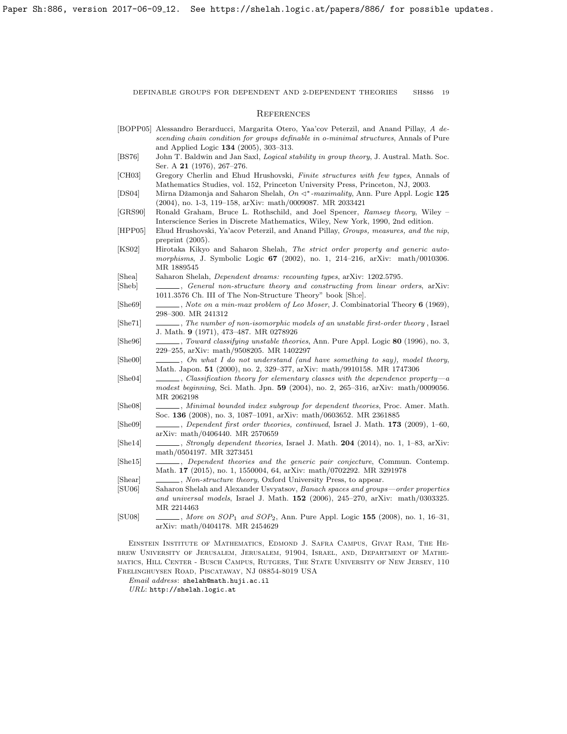# References

[BOPP05] Alessandro Berarducci, Margarita Otero, Yaa'cov Peterzil, and Anand Pillay, *A descending chain condition for groups definable in o-minimal structures*, Annals of Pure and Applied Logic **134** (2005), 303–313.

[BS76] John T. Baldwin and Jan Saxl, *Logical stability in group theory*, J. Austral. Math. Soc. Ser. A **21** (1976), 267–276.

[CH03] Gregory Cherlin and Ehud Hrushovski, *Finite structures with few types*, Annals of Mathematics Studies, vol. 152, Princeton University Press, Princeton, NJ, 2003.

[DS04] Mirna Džamonja and Saharon Shelah, *On $\triangleleft^*$-maximality*, Ann. Pure Appl. Logic **125** (2004), no. 1-3, 119–158, arXiv: math/0009087. MR 2033421

[GRS90] Ronald Graham, Bruce L. Rothschild, and Joel Spencer, *Ramsey theory*, Wiley – Interscience Series in Discrete Mathematics, Wiley, New York, 1990, 2nd edition.

[HPP05] Ehud Hrushovski, Ya'acov Peterzil, and Anand Pillay, *Groups, measures, and the nip*, preprint (2005).

[KS02] Hirotaka Kikyo and Saharon Shelah, *The strict order property and generic automorphisms*, J. Symbolic Logic **67** (2002), no. 1, 214–216, arXiv: math/0010306. MR 1889545

[Shea] Saharon Shelah, *Dependent dreams: recounting types*, arXiv: 1202.5795.

[Sheb] ______, *General non-structure theory and constructing from linear orders*, arXiv: 1011.3576 Ch. III of The Non-Structure Theory" book [Sh:e].

[She69] ______, *Note on a min-max problem of Leo Moser*, J. Combinatorial Theory **6** (1969), 298–300. MR 241312

[She71] ______, *The number of non-isomorphic models of an unstable first-order theory* , Israel J. Math. **9** (1971), 473–487. MR 0278926

[She96] ______, *Toward classifying unstable theories*, Ann. Pure Appl. Logic **80** (1996), no. 3, 229–255, arXiv: math/9508205. MR 1402297

[She00] ______, *On what I do not understand (and have something to say), model theory*, Math. Japon. **51** (2000), no. 2, 329–377, arXiv: math/9910158. MR 1747306

[She04] ______, *Classification theory for elementary classes with the dependence property—a modest beginning*, Sci. Math. Jpn. **59** (2004), no. 2, 265–316, arXiv: math/0009056. MR 2062198

[She08] ______, *Minimal bounded index subgroup for dependent theories*, Proc. Amer. Math. Soc. **136** (2008), no. 3, 1087–1091, arXiv: math/0603652. MR 2361885

[She09] ______, *Dependent first order theories, continued*, Israel J. Math. **173** (2009), 1–60, arXiv: math/0406440. MR 2570659

[She14] ______, *Strongly dependent theories*, Israel J. Math. **204** (2014), no. 1, 1–83, arXiv: math/0504197. MR 3273451

[She15] ______, *Dependent theories and the generic pair conjecture*, Commun. Contemp. Math. **17** (2015), no. 1, 1550004, 64, arXiv: math/0702292. MR 3291978

[Shear] ______, *Non-structure theory*, Oxford University Press, to appear.

[SU06] Saharon Shelah and Alexander Usvyatsov, *Banach spaces and groups—order properties and universal models*, Israel J. Math. **152** (2006), 245–270, arXiv: math/0303325. MR 2214463

[SU08] ______, *More on $SOP_1$ and $SOP_2$*, Ann. Pure Appl. Logic **155** (2008), no. 1, 16–31, arXiv: math/0404178. MR 2454629

Einstein Institute of Mathematics, Edmond J. Safra Campus, Givat Ram, The Hebrew University of Jerusalem, Jerusalem, 91904, Israel, and, Department of Mathematics, Hill Center - Busch Campus, Rutgers, The State University of New Jersey, 110 Frelinghuysen Road, Piscataway, NJ 08854-8019 USA

*Email address*: shelah@math.huji.ac.il

*URL*: http://shelah.logic.at